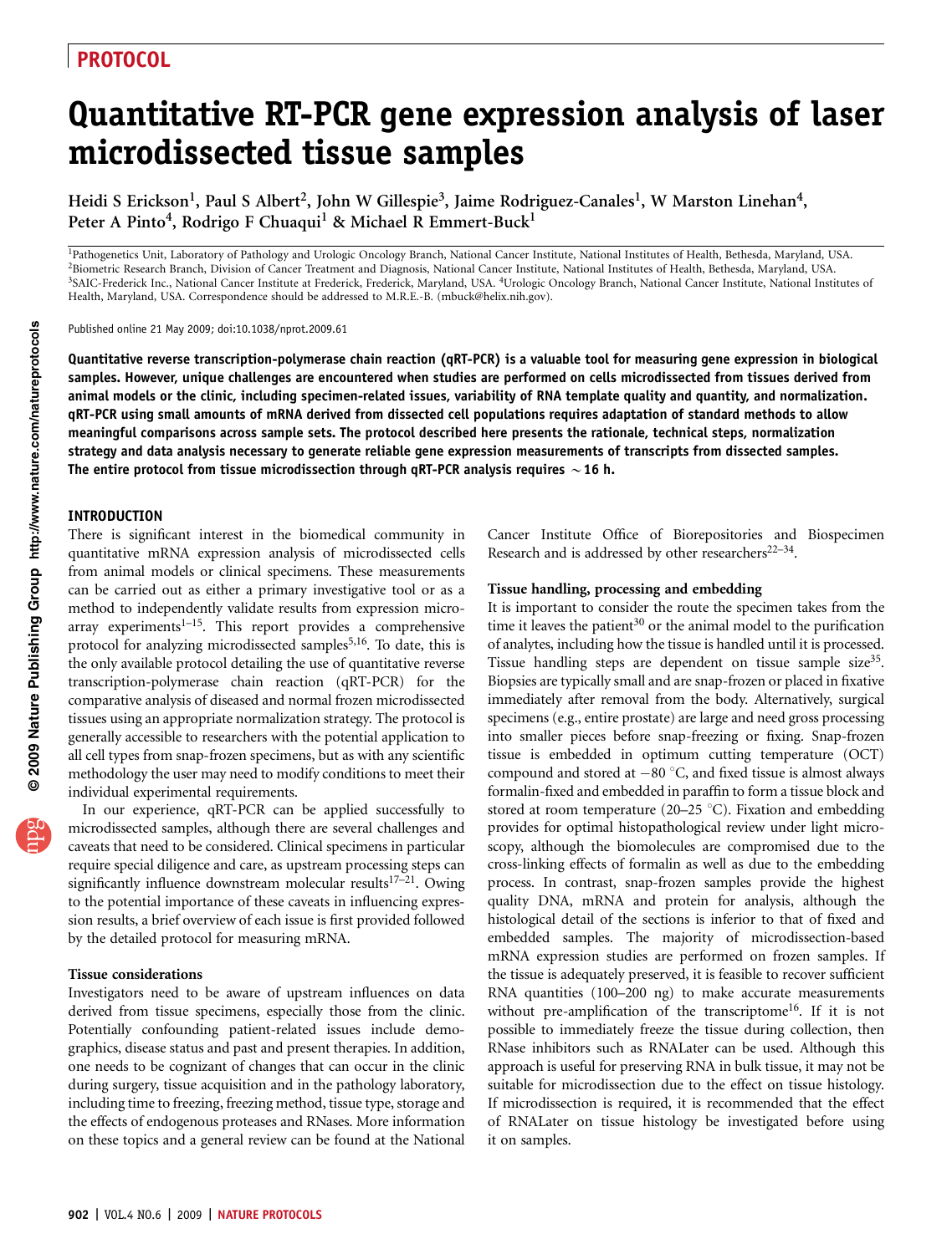PROTOCOL

# Quantitative RT-PCR gene expression analysis of laser microdissected tissue samples

Heidi S Erickson[1], Paul S Albert[2], John W Gillespie[3], Jaime Rodriguez-Canales[1], W Marston Linehan[4], Peter A Pinto[4], Rodrigo F Chuaqui[1] & Michael R Emmert-Buck[1]

[1]Pathogenetics Unit, Laboratory of Pathology and Urologic Oncology Branch, National Cancer Institute, National Institutes of Health, Bethesda, Maryland, USA. [2]Biometric Research Branch, Division of Cancer Treatment and Diagnosis, National Cancer Institute, National Institutes of Health, Bethesda, Maryland, USA. [3]SAIC-Frederick Inc., National Cancer Institute at Frederick, Frederick, Maryland, USA. [4]Urologic Oncology Branch, National Cancer Institute, National Institutes of Health, Maryland, USA. Correspondence should be addressed to M.R.E.-B. (mbuck@helix.nih.gov).

Published online 21 May 2009; doi:10.1038/nprot.2009.61

**Quantitative reverse transcription-polymerase chain reaction (qRT-PCR) is a valuable tool for measuring gene expression in biological samples. However, unique challenges are encountered when studies are performed on cells microdissected from tissues derived from animal models or the clinic, including specimen-related issues, variability of RNA template quality and quantity, and normalization. qRT-PCR using small amounts of mRNA derived from dissected cell populations requires adaptation of standard methods to allow meaningful comparisons across sample sets. The protocol described here presents the rationale, technical steps, normalization strategy and data analysis necessary to generate reliable gene expression measurements of transcripts from dissected samples. The entire protocol from tissue microdissection through qRT-PCR analysis requires ~16 h.**

## INTRODUCTION

There is significant interest in the biomedical community in quantitative mRNA expression analysis of microdissected cells from animal models or clinical specimens. These measurements can be carried out as either a primary investigative tool or as a method to independently validate results from expression microarray experiments[1–15]. This report provides a comprehensive protocol for analyzing microdissected samples[5,16]. To date, this is the only available protocol detailing the use of quantitative reverse transcription-polymerase chain reaction (qRT-PCR) for the comparative analysis of diseased and normal frozen microdissected tissues using an appropriate normalization strategy. The protocol is generally accessible to researchers with the potential application to all cell types from snap-frozen specimens, but as with any scientific methodology the user may need to modify conditions to meet their individual experimental requirements.

In our experience, qRT-PCR can be applied successfully to microdissected samples, although there are several challenges and caveats that need to be considered. Clinical specimens in particular require special diligence and care, as upstream processing steps can significantly influence downstream molecular results[17–21]. Owing to the potential importance of these caveats in influencing expression results, a brief overview of each issue is first provided followed by the detailed protocol for measuring mRNA.

### Tissue considerations

Investigators need to be aware of upstream influences on data derived from tissue specimens, especially those from the clinic. Potentially confounding patient-related issues include demographics, disease status and past and present therapies. In addition, one needs to be cognizant of changes that can occur in the clinic during surgery, tissue acquisition and in the pathology laboratory, including time to freezing, freezing method, tissue type, storage and the effects of endogenous proteases and RNases. More information on these topics and a general review can be found at the National Cancer Institute Office of Biorepositories and Biospecimen Research and is addressed by other researchers[22–34].

### Tissue handling, processing and embedding

It is important to consider the route the specimen takes from the time it leaves the patient[30] or the animal model to the purification of analytes, including how the tissue is handled until it is processed. Tissue handling steps are dependent on tissue sample size[35]. Biopsies are typically small and are snap-frozen or placed in fixative immediately after removal from the body. Alternatively, surgical specimens (e.g., entire prostate) are large and need gross processing into smaller pieces before snap-freezing or fixing. Snap-frozen tissue is embedded in optimum cutting temperature (OCT) compound and stored at −80 °C, and fixed tissue is almost always formalin-fixed and embedded in paraffin to form a tissue block and stored at room temperature (20–25 °C). Fixation and embedding provides for optimal histopathological review under light microscopy, although the biomolecules are compromised due to the cross-linking effects of formalin as well as due to the embedding process. In contrast, snap-frozen samples provide the highest quality DNA, mRNA and protein for analysis, although the histological detail of the sections is inferior to that of fixed and embedded samples. The majority of microdissection-based mRNA expression studies are performed on frozen samples. If the tissue is adequately preserved, it is feasible to recover sufficient RNA quantities (100–200 ng) to make accurate measurements without pre-amplification of the transcriptome[16]. If it is not possible to immediately freeze the tissue during collection, then RNase inhibitors such as RNALater can be used. Although this approach is useful for preserving RNA in bulk tissue, it may not be suitable for microdissection due to the effect on tissue histology. If microdissection is required, it is recommended that the effect of RNALater on tissue histology be investigated before using it on samples.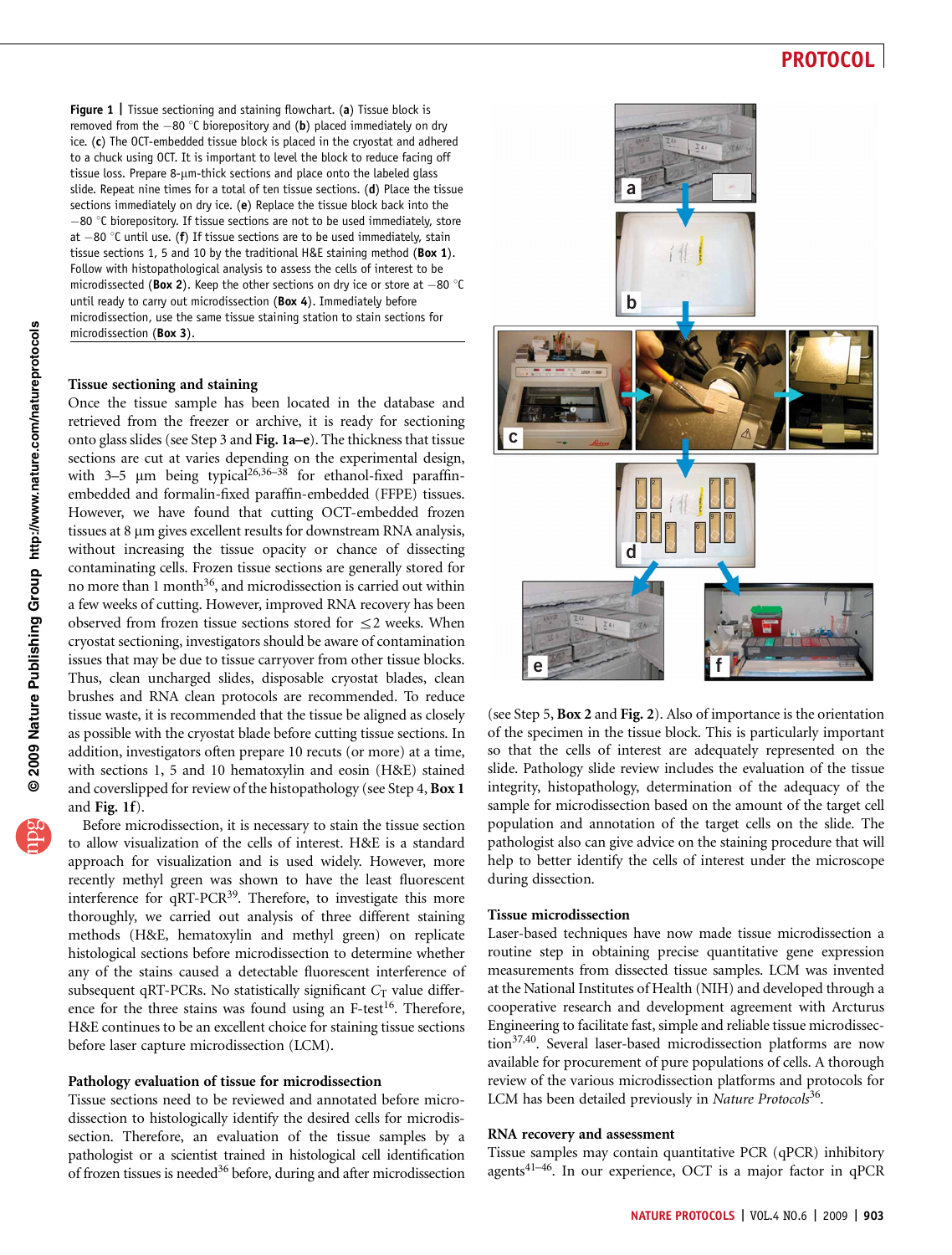**Figure 1 |** Tissue sectioning and staining flowchart. (**a**) Tissue block is removed from the −80 °C biorepository and (**b**) placed immediately on dry ice. (**c**) The OCT-embedded tissue block is placed in the cryostat and adhered to a chuck using OCT. It is important to level the block to reduce facing off tissue loss. Prepare 8-μm-thick sections and place onto the labeled glass slide. Repeat nine times for a total of ten tissue sections. (**d**) Place the tissue sections immediately on dry ice. (**e**) Replace the tissue block back into the −80 °C biorepository. If tissue sections are not to be used immediately, store at −80 °C until use. (**f**) If tissue sections are to be used immediately, stain tissue sections 1, 5 and 10 by the traditional H&E staining method (**Box 1**). Follow with histopathological analysis to assess the cells of interest to be microdissected (**Box 2**). Keep the other sections on dry ice or store at −80 °C until ready to carry out microdissection (**Box 4**). Immediately before microdissection, use the same tissue staining station to stain sections for microdissection (**Box 3**).

### Tissue sectioning and staining

Once the tissue sample has been located in the database and retrieved from the freezer or archive, it is ready for sectioning onto glass slides (see Step 3 and **Fig. 1a–e**). The thickness that tissue sections are cut at varies depending on the experimental design, with 3–5 μm being typical[26,36–38] for ethanol-fixed paraffin-embedded and formalin-fixed paraffin-embedded (FFPE) tissues. However, we have found that cutting OCT-embedded frozen tissues at 8 μm gives excellent results for downstream RNA analysis, without increasing the tissue opacity or chance of dissecting contaminating cells. Frozen tissue sections are generally stored for no more than 1 month[36], and microdissection is carried out within a few weeks of cutting. However, improved RNA recovery has been observed from frozen tissue sections stored for ≤2 weeks. When cryostat sectioning, investigators should be aware of contamination issues that may be due to tissue carryover from other tissue blocks. Thus, clean uncharged slides, disposable cryostat blades, clean brushes and RNA clean protocols are recommended. To reduce tissue waste, it is recommended that the tissue be aligned as closely as possible with the cryostat blade before cutting tissue sections. In addition, investigators often prepare 10 recuts (or more) at a time, with sections 1, 5 and 10 hematoxylin and eosin (H&E) stained and coverslipped for review of the histopathology (see Step 4, **Box 1** and **Fig. 1f**).

Before microdissection, it is necessary to stain the tissue section to allow visualization of the cells of interest. H&E is a standard approach for visualization and is used widely. However, more recently methyl green was shown to have the least fluorescent interference for qRT-PCR[39]. Therefore, to investigate this more thoroughly, we carried out analysis of three different staining methods (H&E, hematoxylin and methyl green) on replicate histological sections before microdissection to determine whether any of the stains caused a detectable fluorescent interference of subsequent qRT-PCRs. No statistically significant $C_T$ value difference for the three stains was found using an F-test[16]. Therefore, H&E continues to be an excellent choice for staining tissue sections before laser capture microdissection (LCM).

### Pathology evaluation of tissue for microdissection

Tissue sections need to be reviewed and annotated before microdissection to histologically identify the desired cells for microdissection. Therefore, an evaluation of the tissue samples by a pathologist or a scientist trained in histological cell identification of frozen tissues is needed[36] before, during and after microdissection (see Step 5, **Box 2** and **Fig. 2**). Also of importance is the orientation of the specimen in the tissue block. This is particularly important so that the cells of interest are adequately represented on the slide. Pathology slide review includes the evaluation of the tissue integrity, histopathology, determination of the adequacy of the sample for microdissection based on the amount of the target cell population and annotation of the target cells on the slide. The pathologist also can give advice on the staining procedure that will help to better identify the cells of interest under the microscope during dissection.

### Tissue microdissection

Laser-based techniques have now made tissue microdissection a routine step in obtaining precise quantitative gene expression measurements from dissected tissue samples. LCM was invented at the National Institutes of Health (NIH) and developed through a cooperative research and development agreement with Arcturus Engineering to facilitate fast, simple and reliable tissue microdissection[37,40]. Several laser-based microdissection platforms are now available for procurement of pure populations of cells. A thorough review of the various microdissection platforms and protocols for LCM has been detailed previously in *Nature Protocols*[36].

### RNA recovery and assessment

Tissue samples may contain quantitative PCR (qPCR) inhibitory agents[41–46]. In our experience, OCT is a major factor in qPCR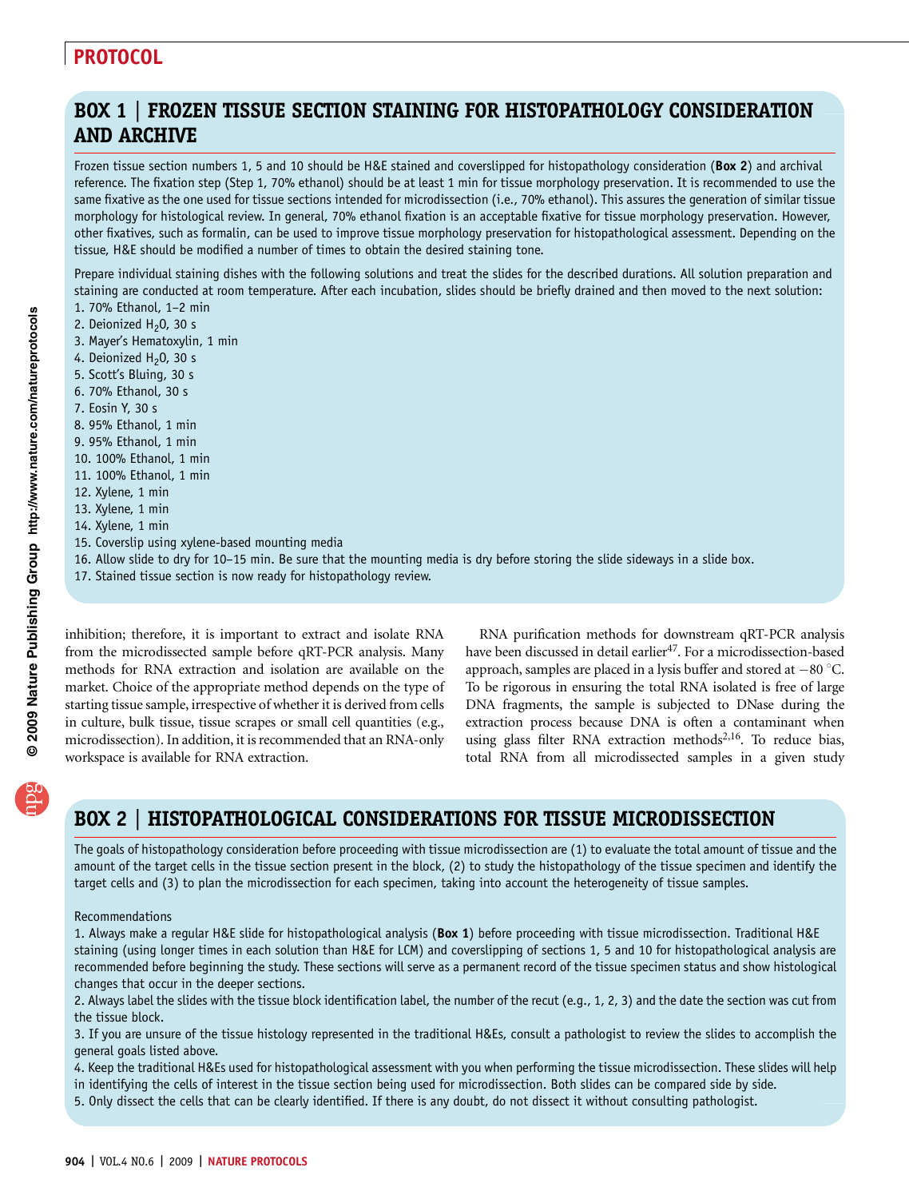## BOX 1 | FROZEN TISSUE SECTION STAINING FOR HISTOPATHOLOGY CONSIDERATION AND ARCHIVE

Frozen tissue section numbers 1, 5 and 10 should be H&E stained and coverslipped for histopathology consideration (**Box 2**) and archival reference. The fixation step (Step 1, 70% ethanol) should be at least 1 min for tissue morphology preservation. It is recommended to use the same fixative as the one used for tissue sections intended for microdissection (i.e., 70% ethanol). This assures the generation of similar tissue morphology for histological review. In general, 70% ethanol fixation is an acceptable fixative for tissue morphology preservation. However, other fixatives, such as formalin, can be used to improve tissue morphology preservation for histopathological assessment. Depending on the tissue, H&E should be modified a number of times to obtain the desired staining tone.

Prepare individual staining dishes with the following solutions and treat the slides for the described durations. All solution preparation and staining are conducted at room temperature. After each incubation, slides should be briefly drained and then moved to the next solution:

1. 70% Ethanol, 1–2 min
2. Deionized $H_20$, 30 s
3. Mayer's Hematoxylin, 1 min
4. Deionized $H_20$, 30 s
5. Scott's Bluing, 30 s
6. 70% Ethanol, 30 s
7. Eosin Y, 30 s
8. 95% Ethanol, 1 min
9. 95% Ethanol, 1 min
10. 100% Ethanol, 1 min
11. 100% Ethanol, 1 min
12. Xylene, 1 min
13. Xylene, 1 min
14. Xylene, 1 min
15. Coverslip using xylene-based mounting media
16. Allow slide to dry for 10–15 min. Be sure that the mounting media is dry before storing the slide sideways in a slide box.
17. Stained tissue section is now ready for histopathology review.

inhibition; therefore, it is important to extract and isolate RNA from the microdissected sample before qRT-PCR analysis. Many methods for RNA extraction and isolation are available on the market. Choice of the appropriate method depends on the type of starting tissue sample, irrespective of whether it is derived from cells in culture, bulk tissue, tissue scrapes or small cell quantities (e.g., microdissection). In addition, it is recommended that an RNA-only workspace is available for RNA extraction.

RNA purification methods for downstream qRT-PCR analysis have been discussed in detail earlier[47]. For a microdissection-based approach, samples are placed in a lysis buffer and stored at −80 °C. To be rigorous in ensuring the total RNA isolated is free of large DNA fragments, the sample is subjected to DNase during the extraction process because DNA is often a contaminant when using glass filter RNA extraction methods[2,16]. To reduce bias, total RNA from all microdissected samples in a given study

## BOX 2 | HISTOPATHOLOGICAL CONSIDERATIONS FOR TISSUE MICRODISSECTION

The goals of histopathology consideration before proceeding with tissue microdissection are (1) to evaluate the total amount of tissue and the amount of the target cells in the tissue section present in the block, (2) to study the histopathology of the tissue specimen and identify the target cells and (3) to plan the microdissection for each specimen, taking into account the heterogeneity of tissue samples.

Recommendations

1. Always make a regular H&E slide for histopathological analysis (**Box 1**) before proceeding with tissue microdissection. Traditional H&E staining (using longer times in each solution than H&E for LCM) and coverslipping of sections 1, 5 and 10 for histopathological analysis are recommended before beginning the study. These sections will serve as a permanent record of the tissue specimen status and show histological changes that occur in the deeper sections.
2. Always label the slides with the tissue block identification label, the number of the recut (e.g., 1, 2, 3) and the date the section was cut from the tissue block.
3. If you are unsure of the tissue histology represented in the traditional H&Es, consult a pathologist to review the slides to accomplish the general goals listed above.
4. Keep the traditional H&Es used for histopathological assessment with you when performing the tissue microdissection. These slides will help in identifying the cells of interest in the tissue section being used for microdissection. Both slides can be compared side by side.
5. Only dissect the cells that can be clearly identified. If there is any doubt, do not dissect it without consulting pathologist.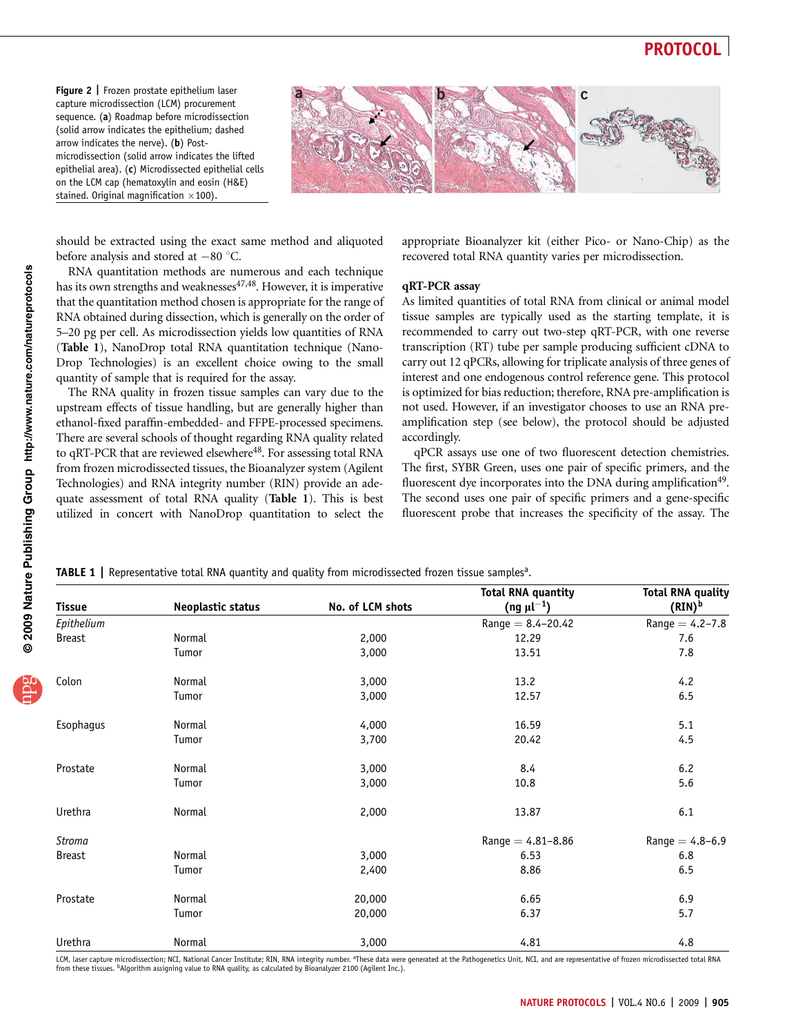Figure 2 | Frozen prostate epithelium laser capture microdissection (LCM) procurement sequence. (**a**) Roadmap before microdissection (solid arrow indicates the epithelium; dashed arrow indicates the nerve). (**b**) Post-microdissection (solid arrow indicates the lifted epithelial area). (**c**) Microdissected epithelial cells on the LCM cap (hematoxylin and eosin (H&E) stained. Original magnification ×100).

should be extracted using the exact same method and aliquoted before analysis and stored at −80 °C.

RNA quantitation methods are numerous and each technique has its own strengths and weaknesses[47,48]. However, it is imperative that the quantitation method chosen is appropriate for the range of RNA obtained during dissection, which is generally on the order of 5–20 pg per cell. As microdissection yields low quantities of RNA (**Table 1**), NanoDrop total RNA quantitation technique (NanoDrop Technologies) is an excellent choice owing to the small quantity of sample that is required for the assay.

The RNA quality in frozen tissue samples can vary due to the upstream effects of tissue handling, but are generally higher than ethanol-fixed paraffin-embedded- and FFPE-processed specimens. There are several schools of thought regarding RNA quality related to qRT-PCR that are reviewed elsewhere[48]. For assessing total RNA from frozen microdissected tissues, the Bioanalyzer system (Agilent Technologies) and RNA integrity number (RIN) provide an adequate assessment of total RNA quality (**Table 1**). This is best utilized in concert with NanoDrop quantitation to select the appropriate Bioanalyzer kit (either Pico- or Nano-Chip) as the recovered total RNA quantity varies per microdissection.

### qRT-PCR assay

As limited quantities of total RNA from clinical or animal model tissue samples are typically used as the starting template, it is recommended to carry out two-step qRT-PCR, with one reverse transcription (RT) tube per sample producing sufficient cDNA to carry out 12 qPCRs, allowing for triplicate analysis of three genes of interest and one endogenous control reference gene. This protocol is optimized for bias reduction; therefore, RNA pre-amplification is not used. However, if an investigator chooses to use an RNA pre-amplification step (see below), the protocol should be adjusted accordingly.

qPCR assays use one of two fluorescent detection chemistries. The first, SYBR Green, uses one pair of specific primers, and the fluorescent dye incorporates into the DNA during amplification[49]. The second uses one pair of specific primers and a gene-specific fluorescent probe that increases the specificity of the assay. The

**TABLE 1** | Representative total RNA quantity and quality from microdissected frozen tissue samples[a].

| Tissue | Neoplastic status | No. of LCM shots | Total RNA quantity (ng μl$^{-1}$) | Total RNA quality (RIN)[b] |
|---|---|---|---|---|
| *Epithelium* | | | Range = 8.4–20.42 | Range = 4.2–7.8 |
| Breast | Normal | 2,000 | 12.29 | 7.6 |
| | Tumor | 3,000 | 13.51 | 7.8 |
| Colon | Normal | 3,000 | 13.2 | 4.2 |
| | Tumor | 3,000 | 12.57 | 6.5 |
| Esophagus | Normal | 4,000 | 16.59 | 5.1 |
| | Tumor | 3,700 | 20.42 | 4.5 |
| Prostate | Normal | 3,000 | 8.4 | 6.2 |
| | Tumor | 3,000 | 10.8 | 5.6 |
| Urethra | Normal | 2,000 | 13.87 | 6.1 |
| *Stroma* | | | Range = 4.81–8.86 | Range = 4.8–6.9 |
| Breast | Normal | 3,000 | 6.53 | 6.8 |
| | Tumor | 2,400 | 8.86 | 6.5 |
| Prostate | Normal | 20,000 | 6.65 | 6.9 |
| | Tumor | 20,000 | 6.37 | 5.7 |
| Urethra | Normal | 3,000 | 4.81 | 4.8 |

LCM, laser capture microdissection; NCI, National Cancer Institute; RIN, RNA integrity number. [a]These data were generated at the Pathogenetics Unit, NCI, and are representative of frozen microdissected total RNA from these tissues. [b]Algorithm assigning value to RNA quality, as calculated by Bioanalyzer 2100 (Agilent Inc.).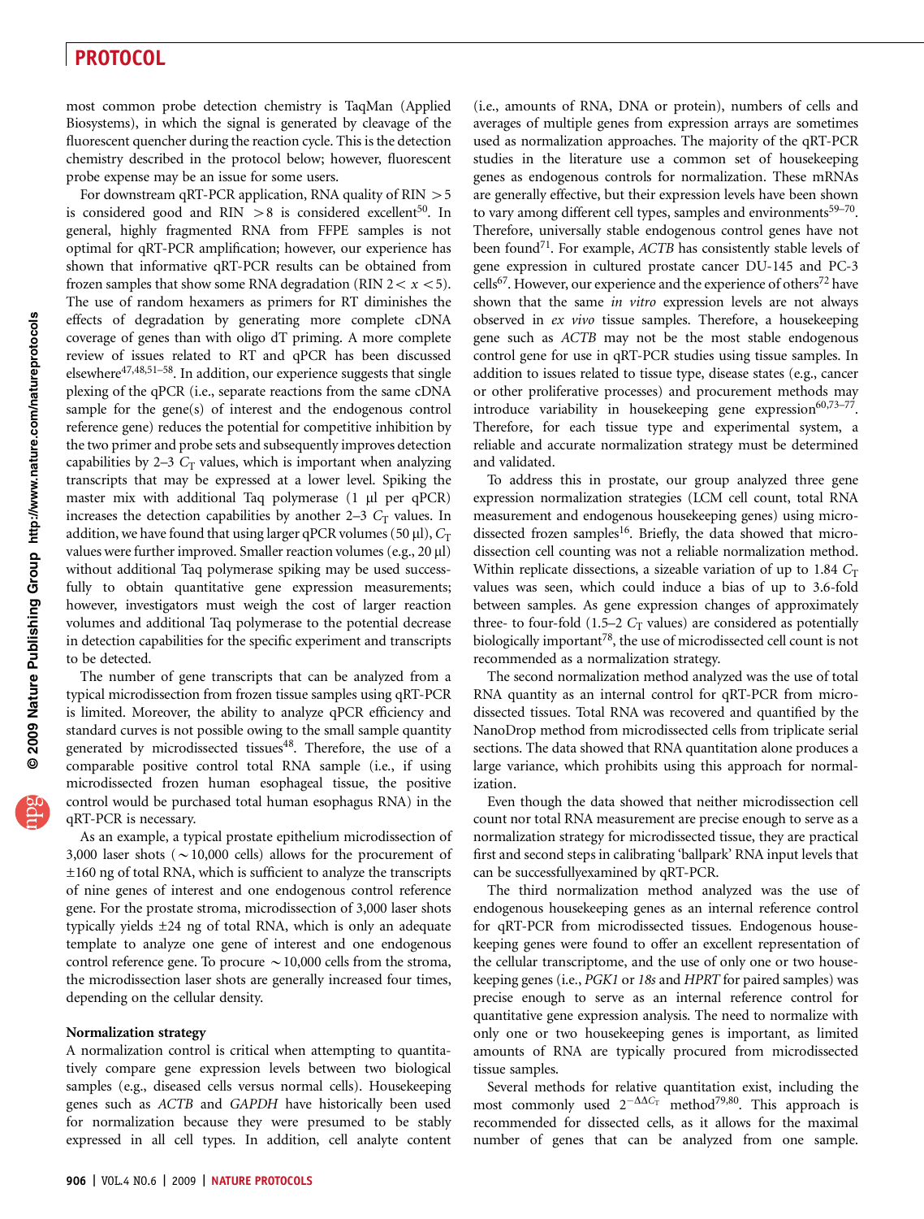most common probe detection chemistry is TaqMan (Applied Biosystems), in which the signal is generated by cleavage of the fluorescent quencher during the reaction cycle. This is the detection chemistry described in the protocol below; however, fluorescent probe expense may be an issue for some users.

For downstream qRT-PCR application, RNA quality of RIN $>5$ is considered good and RIN $>8$ is considered excellent[50]. In general, highly fragmented RNA from FFPE samples is not optimal for qRT-PCR amplification; however, our experience has shown that informative qRT-PCR results can be obtained from frozen samples that show some RNA degradation (RIN $2 < x < 5$). The use of random hexamers as primers for RT diminishes the effects of degradation by generating more complete cDNA coverage of genes than with oligo dT priming. A more complete review of issues related to RT and qPCR has been discussed elsewhere[47,48,51–58]. In addition, our experience suggests that single plexing of the qPCR (i.e., separate reactions from the same cDNA sample for the gene(s) of interest and the endogenous control reference gene) reduces the potential for competitive inhibition by the two primer and probe sets and subsequently improves detection capabilities by 2–3 $C_T$ values, which is important when analyzing transcripts that may be expressed at a lower level. Spiking the master mix with additional Taq polymerase (1 µl per qPCR) increases the detection capabilities by another 2–3 $C_T$ values. In addition, we have found that using larger qPCR volumes (50 µl), $C_T$ values were further improved. Smaller reaction volumes (e.g., 20 µl) without additional Taq polymerase spiking may be used successfully to obtain quantitative gene expression measurements; however, investigators must weigh the cost of larger reaction volumes and additional Taq polymerase to the potential decrease in detection capabilities for the specific experiment and transcripts to be detected.

The number of gene transcripts that can be analyzed from a typical microdissection from frozen tissue samples using qRT-PCR is limited. Moreover, the ability to analyze qPCR efficiency and standard curves is not possible owing to the small sample quantity generated by microdissected tissues[48]. Therefore, the use of a comparable positive control total RNA sample (i.e., if using microdissected frozen human esophageal tissue, the positive control would be purchased total human esophagus RNA) in the qRT-PCR is necessary.

As an example, a typical prostate epithelium microdissection of 3,000 laser shots (~10,000 cells) allows for the procurement of ±160 ng of total RNA, which is sufficient to analyze the transcripts of nine genes of interest and one endogenous control reference gene. For the prostate stroma, microdissection of 3,000 laser shots typically yields ±24 ng of total RNA, which is only an adequate template to analyze one gene of interest and one endogenous control reference gene. To procure ~10,000 cells from the stroma, the microdissection laser shots are generally increased four times, depending on the cellular density.

### Normalization strategy

A normalization control is critical when attempting to quantitatively compare gene expression levels between two biological samples (e.g., diseased cells versus normal cells). Housekeeping genes such as *ACTB* and *GAPDH* have historically been used for normalization because they were presumed to be stably expressed in all cell types. In addition, cell analyte content (i.e., amounts of RNA, DNA or protein), numbers of cells and averages of multiple genes from expression arrays are sometimes used as normalization approaches. The majority of the qRT-PCR studies in the literature use a common set of housekeeping genes as endogenous controls for normalization. These mRNAs are generally effective, but their expression levels have been shown to vary among different cell types, samples and environments[59–70]. Therefore, universally stable endogenous control genes have not been found[71]. For example, *ACTB* has consistently stable levels of gene expression in cultured prostate cancer DU-145 and PC-3 cells[67]. However, our experience and the experience of others[72] have shown that the same *in vitro* expression levels are not always observed in *ex vivo* tissue samples. Therefore, a housekeeping gene such as *ACTB* may not be the most stable endogenous control gene for use in qRT-PCR studies using tissue samples. In addition to issues related to tissue type, disease states (e.g., cancer or other proliferative processes) and procurement methods may introduce variability in housekeeping gene expression[60,73–77]. Therefore, for each tissue type and experimental system, a reliable and accurate normalization strategy must be determined and validated.

To address this in prostate, our group analyzed three gene expression normalization strategies (LCM cell count, total RNA measurement and endogenous housekeeping genes) using microdissected frozen samples[16]. Briefly, the data showed that microdissection cell counting was not a reliable normalization method. Within replicate dissections, a sizeable variation of up to 1.84 $C_T$ values was seen, which could induce a bias of up to 3.6-fold between samples. As gene expression changes of approximately three- to four-fold (1.5–2 $C_T$ values) are considered as potentially biologically important[78], the use of microdissected cell count is not recommended as a normalization strategy.

The second normalization method analyzed was the use of total RNA quantity as an internal control for qRT-PCR from microdissected tissues. Total RNA was recovered and quantified by the NanoDrop method from microdissected cells from triplicate serial sections. The data showed that RNA quantitation alone produces a large variance, which prohibits using this approach for normalization.

Even though the data showed that neither microdissection cell count nor total RNA measurement are precise enough to serve as a normalization strategy for microdissected tissue, they are practical first and second steps in calibrating 'ballpark' RNA input levels that can be successfullyexamined by qRT-PCR.

The third normalization method analyzed was the use of endogenous housekeeping genes as an internal reference control for qRT-PCR from microdissected tissues. Endogenous housekeeping genes were found to offer an excellent representation of the cellular transcriptome, and the use of only one or two housekeeping genes (i.e., *PGK1* or *18s* and *HPRT* for paired samples) was precise enough to serve as an internal reference control for quantitative gene expression analysis. The need to normalize with only one or two housekeeping genes is important, as limited amounts of RNA are typically procured from microdissected tissue samples.

Several methods for relative quantitation exist, including the most commonly used $2^{-\Delta\Delta C_T}$ method[79,80]. This approach is recommended for dissected cells, as it allows for the maximal number of genes that can be analyzed from one sample.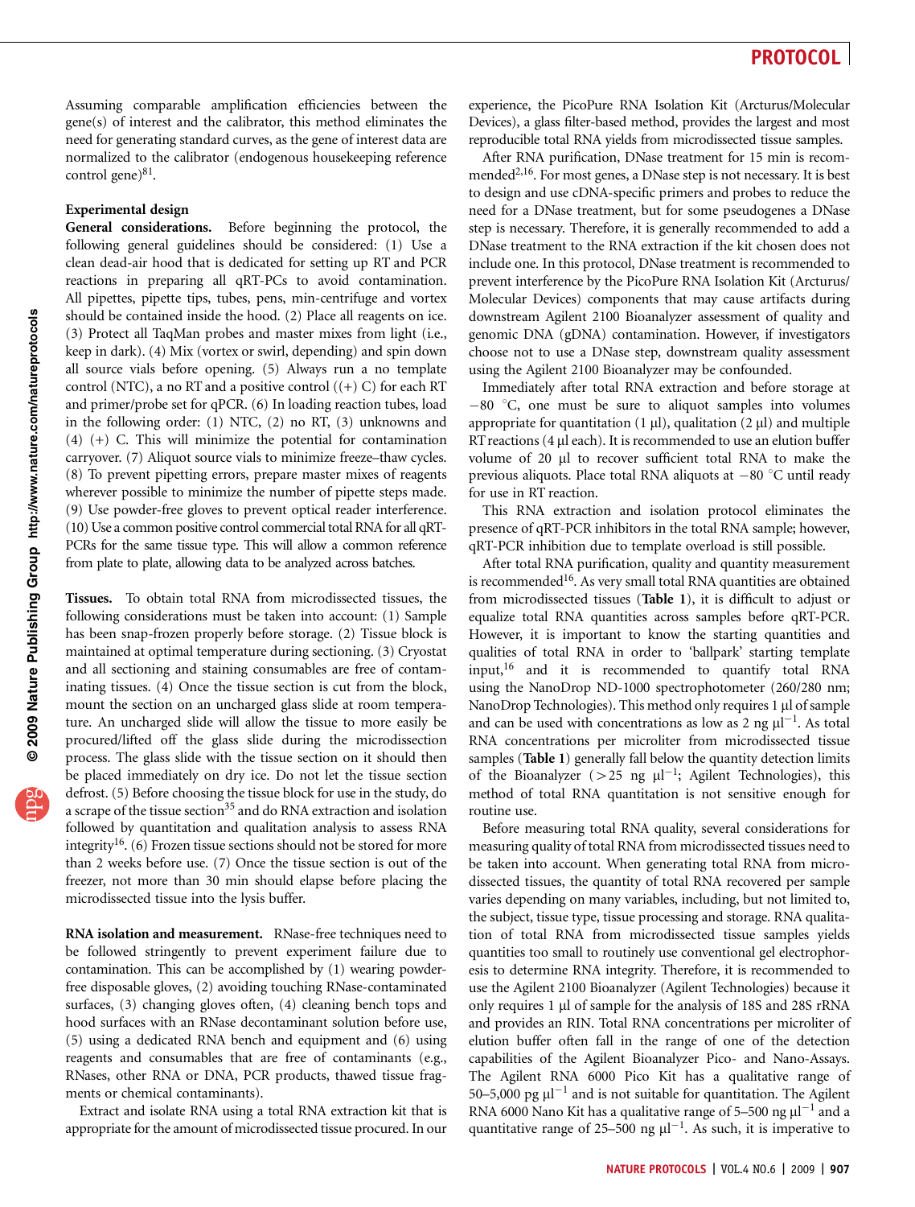Assuming comparable amplification efficiencies between the gene(s) of interest and the calibrator, this method eliminates the need for generating standard curves, as the gene of interest data are normalized to the calibrator (endogenous housekeeping reference control gene)[81].

### Experimental design

**General considerations.** Before beginning the protocol, the following general guidelines should be considered: (1) Use a clean dead-air hood that is dedicated for setting up RT and PCR reactions in preparing all qRT-PCs to avoid contamination. All pipettes, pipette tips, tubes, pens, min-centrifuge and vortex should be contained inside the hood. (2) Place all reagents on ice. (3) Protect all TaqMan probes and master mixes from light (i.e., keep in dark). (4) Mix (vortex or swirl, depending) and spin down all source vials before opening. (5) Always run a no template control (NTC), a no RT and a positive control ((+) C) for each RT and primer/probe set for qPCR. (6) In loading reaction tubes, load in the following order: (1) NTC, (2) no RT, (3) unknowns and (4) (+) C. This will minimize the potential for contamination carryover. (7) Aliquot source vials to minimize freeze–thaw cycles. (8) To prevent pipetting errors, prepare master mixes of reagents wherever possible to minimize the number of pipette steps made. (9) Use powder-free gloves to prevent optical reader interference. (10) Use a common positive control commercial total RNA for all qRT-PCRs for the same tissue type. This will allow a common reference from plate to plate, allowing data to be analyzed across batches.

**Tissues.** To obtain total RNA from microdissected tissues, the following considerations must be taken into account: (1) Sample has been snap-frozen properly before storage. (2) Tissue block is maintained at optimal temperature during sectioning. (3) Cryostat and all sectioning and staining consumables are free of contaminating tissues. (4) Once the tissue section is cut from the block, mount the section on an uncharged glass slide at room temperature. An uncharged slide will allow the tissue to more easily be procured/lifted off the glass slide during the microdissection process. The glass slide with the tissue section on it should then be placed immediately on dry ice. Do not let the tissue section defrost. (5) Before choosing the tissue block for use in the study, do a scrape of the tissue section[35] and do RNA extraction and isolation followed by quantitation and qualitation analysis to assess RNA integrity[16]. (6) Frozen tissue sections should not be stored for more than 2 weeks before use. (7) Once the tissue section is out of the freezer, not more than 30 min should elapse before placing the microdissected tissue into the lysis buffer.

**RNA isolation and measurement.** RNase-free techniques need to be followed stringently to prevent experiment failure due to contamination. This can be accomplished by (1) wearing powder-free disposable gloves, (2) avoiding touching RNase-contaminated surfaces, (3) changing gloves often, (4) cleaning bench tops and hood surfaces with an RNase decontaminant solution before use, (5) using a dedicated RNA bench and equipment and (6) using reagents and consumables that are free of contaminants (e.g., RNases, other RNA or DNA, PCR products, thawed tissue fragments or chemical contaminants).

Extract and isolate RNA using a total RNA extraction kit that is appropriate for the amount of microdissected tissue procured. In our experience, the PicoPure RNA Isolation Kit (Arcturus/Molecular Devices), a glass filter-based method, provides the largest and most reproducible total RNA yields from microdissected tissue samples.

After RNA purification, DNase treatment for 15 min is recommended[2,16]. For most genes, a DNase step is not necessary. It is best to design and use cDNA-specific primers and probes to reduce the need for a DNase treatment, but for some pseudogenes a DNase step is necessary. Therefore, it is generally recommended to add a DNase treatment to the RNA extraction if the kit chosen does not include one. In this protocol, DNase treatment is recommended to prevent interference by the PicoPure RNA Isolation Kit (Arcturus/Molecular Devices) components that may cause artifacts during downstream Agilent 2100 Bioanalyzer assessment of quality and genomic DNA (gDNA) contamination. However, if investigators choose not to use a DNase step, downstream quality assessment using the Agilent 2100 Bioanalyzer may be confounded.

Immediately after total RNA extraction and before storage at −80 °C, one must be sure to aliquot samples into volumes appropriate for quantitation (1 µl), qualitation (2 µl) and multiple RT reactions (4 µl each). It is recommended to use an elution buffer volume of 20 µl to recover sufficient total RNA to make the previous aliquots. Place total RNA aliquots at −80 °C until ready for use in RT reaction.

This RNA extraction and isolation protocol eliminates the presence of qRT-PCR inhibitors in the total RNA sample; however, qRT-PCR inhibition due to template overload is still possible.

After total RNA purification, quality and quantity measurement is recommended[16]. As very small total RNA quantities are obtained from microdissected tissues (**Table 1**), it is difficult to adjust or equalize total RNA quantities across samples before qRT-PCR. However, it is important to know the starting quantities and qualities of total RNA in order to 'ballpark' starting template input,[16] and it is recommended to quantify total RNA using the NanoDrop ND-1000 spectrophotometer (260/280 nm; NanoDrop Technologies). This method only requires 1 µl of sample and can be used with concentrations as low as 2 ng µl$^{-1}$. As total RNA concentrations per microliter from microdissected tissue samples (**Table 1**) generally fall below the quantity detection limits of the Bioanalyzer (>25 ng µl$^{-1}$; Agilent Technologies), this method of total RNA quantitation is not sensitive enough for routine use.

Before measuring total RNA quality, several considerations for measuring quality of total RNA from microdissected tissues need to be taken into account. When generating total RNA from microdissected tissues, the quantity of total RNA recovered per sample varies depending on many variables, including, but not limited to, the subject, tissue type, tissue processing and storage. RNA qualitation of total RNA from microdissected tissue samples yields quantities too small to routinely use conventional gel electrophoresis to determine RNA integrity. Therefore, it is recommended to use the Agilent 2100 Bioanalyzer (Agilent Technologies) because it only requires 1 µl of sample for the analysis of 18S and 28S rRNA and provides an RIN. Total RNA concentrations per microliter of elution buffer often fall in the range of one of the detection capabilities of the Agilent Bioanalyzer Pico- and Nano-Assays. The Agilent RNA 6000 Pico Kit has a qualitative range of 50–5,000 pg µl$^{-1}$ and is not suitable for quantitation. The Agilent RNA 6000 Nano Kit has a qualitative range of 5–500 ng µl$^{-1}$ and a quantitative range of 25–500 ng µl$^{-1}$. As such, it is imperative to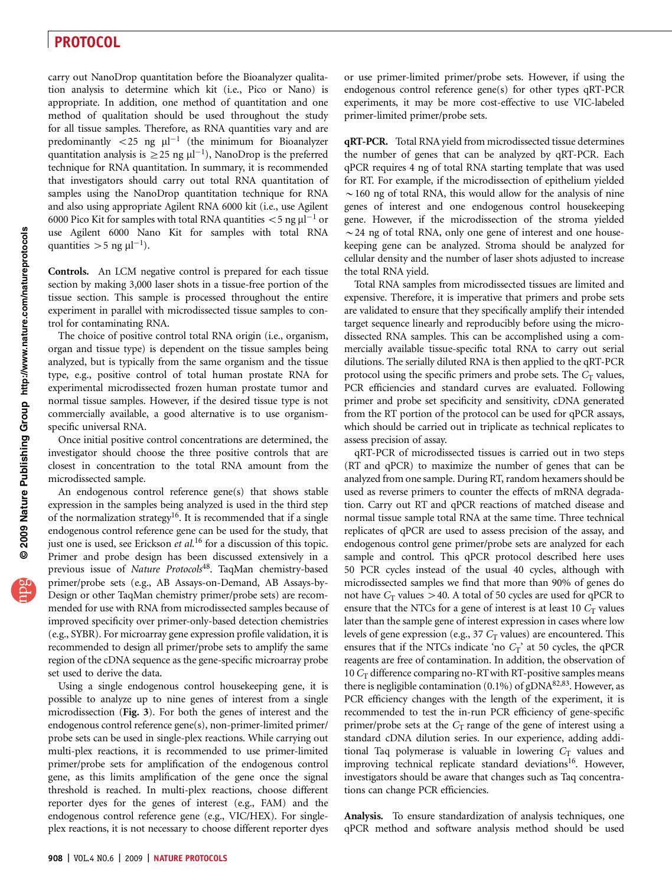carry out NanoDrop quantitation before the Bioanalyzer qualitation analysis to determine which kit (i.e., Pico or Nano) is appropriate. In addition, one method of quantitation and one method of qualitation should be used throughout the study for all tissue samples. Therefore, as RNA quantities vary and are predominantly $<25$ ng $\mu l^{-1}$ (the minimum for Bioanalyzer quantitation analysis is $\geq 25$ ng $\mu l^{-1}$), NanoDrop is the preferred technique for RNA quantitation. In summary, it is recommended that investigators should carry out total RNA quantitation of samples using the NanoDrop quantitation technique for RNA and also using appropriate Agilent RNA 6000 kit (i.e., use Agilent 6000 Pico Kit for samples with total RNA quantities $<5$ ng $\mu l^{-1}$ or use Agilent 6000 Nano Kit for samples with total RNA quantities $>5$ ng $\mu l^{-1}$).

**Controls.** An LCM negative control is prepared for each tissue section by making 3,000 laser shots in a tissue-free portion of the tissue section. This sample is processed throughout the entire experiment in parallel with microdissected tissue samples to control for contaminating RNA.

The choice of positive control total RNA origin (i.e., organism, organ and tissue type) is dependent on the tissue samples being analyzed, but is typically from the same organism and the tissue type, e.g., positive control of total human prostate RNA for experimental microdissected frozen human prostate tumor and normal tissue samples. However, if the desired tissue type is not commercially available, a good alternative is to use organism-specific universal RNA.

Once initial positive control concentrations are determined, the investigator should choose the three positive controls that are closest in concentration to the total RNA amount from the microdissected sample.

An endogenous control reference gene(s) that shows stable expression in the samples being analyzed is used in the third step of the normalization strategy[16]. It is recommended that if a single endogenous control reference gene can be used for the study, that just one is used, see Erickson *et al.*[16] for a discussion of this topic. Primer and probe design has been discussed extensively in a previous issue of *Nature Protocols*[48]. TaqMan chemistry-based primer/probe sets (e.g., AB Assays-on-Demand, AB Assays-by-Design or other TaqMan chemistry primer/probe sets) are recommended for use with RNA from microdissected samples because of improved specificity over primer-only-based detection chemistries (e.g., SYBR). For microarray gene expression profile validation, it is recommended to design all primer/probe sets to amplify the same region of the cDNA sequence as the gene-specific microarray probe set used to derive the data.

Using a single endogenous control housekeeping gene, it is possible to analyze up to nine genes of interest from a single microdissection (**Fig. 3**). For both the genes of interest and the endogenous control reference gene(s), non-primer-limited primer/probe sets can be used in single-plex reactions. While carrying out multi-plex reactions, it is recommended to use primer-limited primer/probe sets for amplification of the endogenous control gene, as this limits amplification of the gene once the signal threshold is reached. In multi-plex reactions, choose different reporter dyes for the genes of interest (e.g., FAM) and the endogenous control reference gene (e.g., VIC/HEX). For single-plex reactions, it is not necessary to choose different reporter dyes or use primer-limited primer/probe sets. However, if using the endogenous control reference gene(s) for other types qRT-PCR experiments, it may be more cost-effective to use VIC-labeled primer-limited primer/probe sets.

**qRT-PCR.** Total RNA yield from microdissected tissue determines the number of genes that can be analyzed by qRT-PCR. Each qPCR requires 4 ng of total RNA starting template that was used for RT. For example, if the microdissection of epithelium yielded ~160 ng of total RNA, this would allow for the analysis of nine genes of interest and one endogenous control housekeeping gene. However, if the microdissection of the stroma yielded ~24 ng of total RNA, only one gene of interest and one housekeeping gene can be analyzed. Stroma should be analyzed for cellular density and the number of laser shots adjusted to increase the total RNA yield.

Total RNA samples from microdissected tissues are limited and expensive. Therefore, it is imperative that primers and probe sets are validated to ensure that they specifically amplify their intended target sequence linearly and reproducibly before using the microdissected RNA samples. This can be accomplished using a commercially available tissue-specific total RNA to carry out serial dilutions. The serially diluted RNA is then applied to the qRT-PCR protocol using the specific primers and probe sets. The $C_T$ values, PCR efficiencies and standard curves are evaluated. Following primer and probe set specificity and sensitivity, cDNA generated from the RT portion of the protocol can be used for qPCR assays, which should be carried out in triplicate as technical replicates to assess precision of assay.

qRT-PCR of microdissected tissues is carried out in two steps (RT and qPCR) to maximize the number of genes that can be analyzed from one sample. During RT, random hexamers should be used as reverse primers to counter the effects of mRNA degradation. Carry out RT and qPCR reactions of matched disease and normal tissue sample total RNA at the same time. Three technical replicates of qPCR are used to assess precision of the assay, and endogenous control gene primer/probe sets are analyzed for each sample and control. This qPCR protocol described here uses 50 PCR cycles instead of the usual 40 cycles, although with microdissected samples we find that more than 90% of genes do not have $C_T$ values $>40$. A total of 50 cycles are used for qPCR to ensure that the NTCs for a gene of interest is at least 10 $C_T$ values later than the sample gene of interest expression in cases where low levels of gene expression (e.g., 37 $C_T$ values) are encountered. This ensures that if the NTCs indicate 'no $C_T$' at 50 cycles, the qPCR reagents are free of contamination. In addition, the observation of 10 $C_T$ difference comparing no-RT with RT-positive samples means there is negligible contamination (0.1%) of gDNA[82,83]. However, as PCR efficiency changes with the length of the experiment, it is recommended to test the in-run PCR efficiency of gene-specific primer/probe sets at the $C_T$ range of the gene of interest using a standard cDNA dilution series. In our experience, adding additional Taq polymerase is valuable in lowering $C_T$ values and improving technical replicate standard deviations[16]. However, investigators should be aware that changes such as Taq concentrations can change PCR efficiencies.

**Analysis.** To ensure standardization of analysis techniques, one qPCR method and software analysis method should be used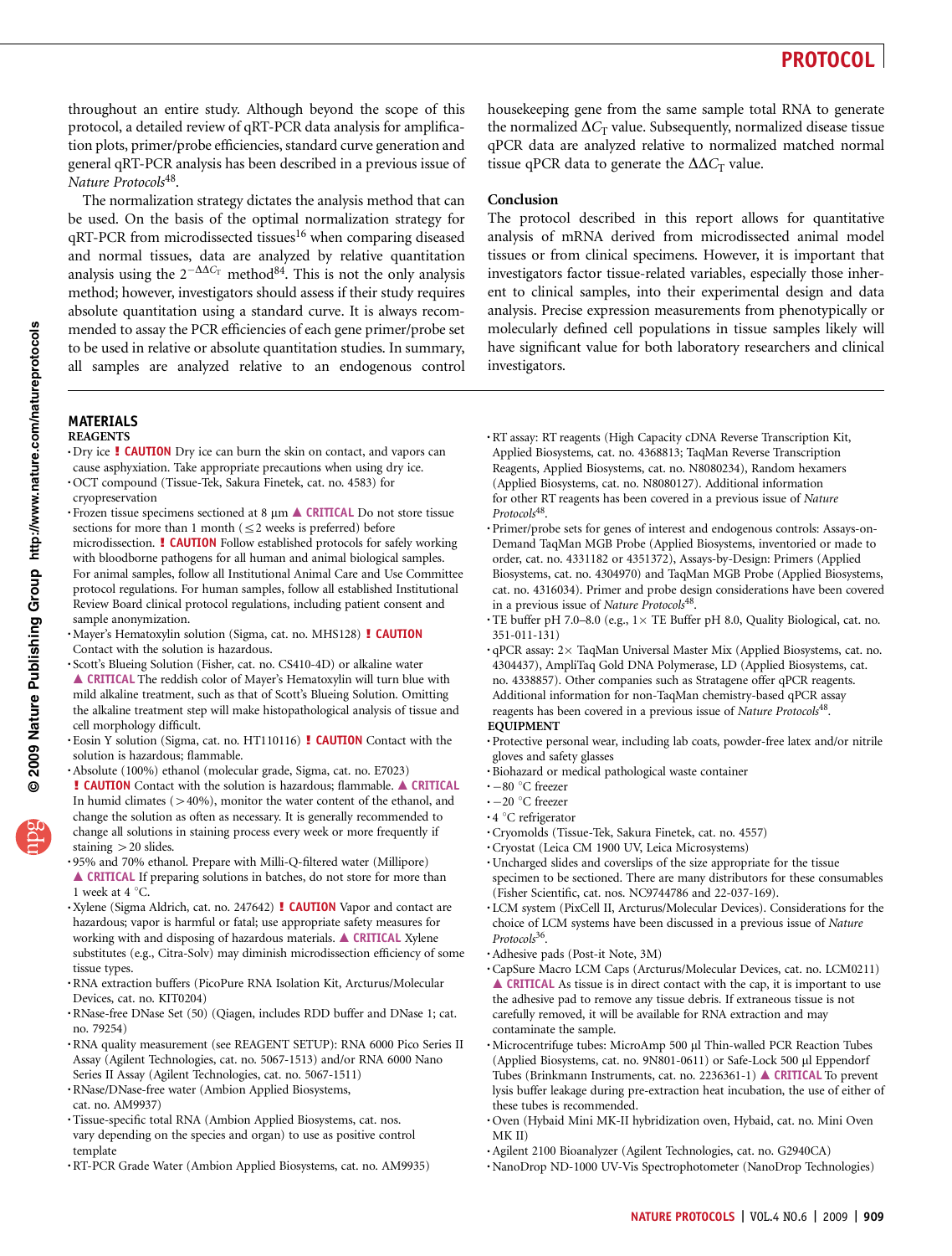throughout an entire study. Although beyond the scope of this protocol, a detailed review of qRT-PCR data analysis for amplification plots, primer/probe efficiencies, standard curve generation and general qRT-PCR analysis has been described in a previous issue of *Nature Protocols*[48].

The normalization strategy dictates the analysis method that can be used. On the basis of the optimal normalization strategy for qRT-PCR from microdissected tissues[16] when comparing diseased and normal tissues, data are analyzed by relative quantitation analysis using the $2^{-\Delta\Delta C_T}$ method[84]. This is not the only analysis method; however, investigators should assess if their study requires absolute quantitation using a standard curve. It is always recommended to assay the PCR efficiencies of each gene primer/probe set to be used in relative or absolute quantitation studies. In summary, all samples are analyzed relative to an endogenous control housekeeping gene from the same sample total RNA to generate the normalized $\Delta C_T$ value. Subsequently, normalized disease tissue qPCR data are analyzed relative to normalized matched normal tissue qPCR data to generate the $\Delta\Delta C_T$ value.

### Conclusion

The protocol described in this report allows for quantitative analysis of mRNA derived from microdissected animal model tissues or from clinical specimens. However, it is important that investigators factor tissue-related variables, especially those inherent to clinical samples, into their experimental design and data analysis. Precise expression measurements from phenotypically or molecularly defined cell populations in tissue samples likely will have significant value for both laboratory researchers and clinical investigators.

## MATERIALS

### REAGENTS

- Dry ice **! CAUTION** Dry ice can burn the skin on contact, and vapors can cause asphyxiation. Take appropriate precautions when using dry ice.
- OCT compound (Tissue-Tek, Sakura Finetek, cat. no. 4583) for cryopreservation
- Frozen tissue specimens sectioned at 8 μm **▲ CRITICAL** Do not store tissue sections for more than 1 month (≤2 weeks is preferred) before microdissection. **! CAUTION** Follow established protocols for safely working with bloodborne pathogens for all human and animal biological samples. For animal samples, follow all Institutional Animal Care and Use Committee protocol regulations. For human samples, follow all established Institutional Review Board clinical protocol regulations, including patient consent and sample anonymization.
- Mayer's Hematoxylin solution (Sigma, cat. no. MHS128) **! CAUTION** Contact with the solution is hazardous.
- Scott's Blueing Solution (Fisher, cat. no. CS410-4D) or alkaline water **▲ CRITICAL** The reddish color of Mayer's Hematoxylin will turn blue with mild alkaline treatment, such as that of Scott's Blueing Solution. Omitting the alkaline treatment step will make histopathological analysis of tissue and cell morphology difficult.
- Eosin Y solution (Sigma, cat. no. HT110116) **! CAUTION** Contact with the solution is hazardous; flammable.
- Absolute (100%) ethanol (molecular grade, Sigma, cat. no. E7023) **! CAUTION** Contact with the solution is hazardous; flammable. **▲ CRITICAL** In humid climates (>40%), monitor the water content of the ethanol, and change the solution as often as necessary. It is generally recommended to change all solutions in staining process every week or more frequently if staining >20 slides.
- 95% and 70% ethanol. Prepare with Milli-Q-filtered water (Millipore) **▲ CRITICAL** If preparing solutions in batches, do not store for more than 1 week at 4 °C.
- Xylene (Sigma Aldrich, cat. no. 247642) **! CAUTION** Vapor and contact are hazardous; vapor is harmful or fatal; use appropriate safety measures for working with and disposing of hazardous materials. **▲ CRITICAL** Xylene substitutes (e.g., Citra-Solv) may diminish microdissection efficiency of some tissue types.
- RNA extraction buffers (PicoPure RNA Isolation Kit, Arcturus/Molecular Devices, cat. no. KIT0204)
- RNase-free DNase Set (50) (Qiagen, includes RDD buffer and DNase 1; cat. no. 79254)
- RNA quality measurement (see REAGENT SETUP): RNA 6000 Pico Series II Assay (Agilent Technologies, cat. no. 5067-1513) and/or RNA 6000 Nano Series II Assay (Agilent Technologies, cat. no. 5067-1511)
- RNase/DNase-free water (Ambion Applied Biosystems, cat. no. AM9937)
- Tissue-specific total RNA (Ambion Applied Biosystems, cat. nos. vary depending on the species and organ) to use as positive control template
- RT-PCR Grade Water (Ambion Applied Biosystems, cat. no. AM9935)
- RT assay: RT reagents (High Capacity cDNA Reverse Transcription Kit, Applied Biosystems, cat. no. 4368813; TaqMan Reverse Transcription Reagents, Applied Biosystems, cat. no. N8080234), Random hexamers (Applied Biosystems, cat. no. N8080127). Additional information for other RT reagents has been covered in a previous issue of *Nature Protocols*[48].
- Primer/probe sets for genes of interest and endogenous controls: Assays-on-Demand TaqMan MGB Probe (Applied Biosystems, inventoried or made to order, cat. no. 4331182 or 4351372), Assays-by-Design: Primers (Applied Biosystems, cat. no. 4304970) and TaqMan MGB Probe (Applied Biosystems, cat. no. 4316034). Primer and probe design considerations have been covered in a previous issue of *Nature Protocols*[48].
- TE buffer pH 7.0–8.0 (e.g., 1× TE Buffer pH 8.0, Quality Biological, cat. no. 351-011-131)
- qPCR assay: 2× TaqMan Universal Master Mix (Applied Biosystems, cat. no. 4304437), AmpliTaq Gold DNA Polymerase, LD (Applied Biosystems, cat. no. 4338857). Other companies such as Stratagene offer qPCR reagents. Additional information for non-TaqMan chemistry-based qPCR assay reagents has been covered in a previous issue of *Nature Protocols*[48].

### EQUIPMENT

- Protective personal wear, including lab coats, powder-free latex and/or nitrile gloves and safety glasses
- Biohazard or medical pathological waste container
- −80 °C freezer
- −20 °C freezer
- 4 °C refrigerator
- Cryomolds (Tissue-Tek, Sakura Finetek, cat. no. 4557)
- Cryostat (Leica CM 1900 UV, Leica Microsystems)
- Uncharged slides and coverslips of the size appropriate for the tissue specimen to be sectioned. There are many distributors for these consumables (Fisher Scientific, cat. nos. NC9744786 and 22-037-169).
- LCM system (PixCell II, Arcturus/Molecular Devices). Considerations for the choice of LCM systems have been discussed in a previous issue of *Nature Protocols*[36].
- Adhesive pads (Post-it Note, 3M)
- CapSure Macro LCM Caps (Arcturus/Molecular Devices, cat. no. LCM0211) **▲ CRITICAL** As tissue is in direct contact with the cap, it is important to use the adhesive pad to remove any tissue debris. If extraneous tissue is not carefully removed, it will be available for RNA extraction and may contaminate the sample.
- Microcentrifuge tubes: MicroAmp 500 μl Thin-walled PCR Reaction Tubes (Applied Biosystems, cat. no. 9N801-0611) or Safe-Lock 500 μl Eppendorf Tubes (Brinkmann Instruments, cat. no. 2236361-1) **▲ CRITICAL** To prevent lysis buffer leakage during pre-extraction heat incubation, the use of either of these tubes is recommended.
- Oven (Hybaid Mini MK-II hybridization oven, Hybaid, cat. no. Mini Oven MK II)
- Agilent 2100 Bioanalyzer (Agilent Technologies, cat. no. G2940CA)
- NanoDrop ND-1000 UV-Vis Spectrophotometer (NanoDrop Technologies)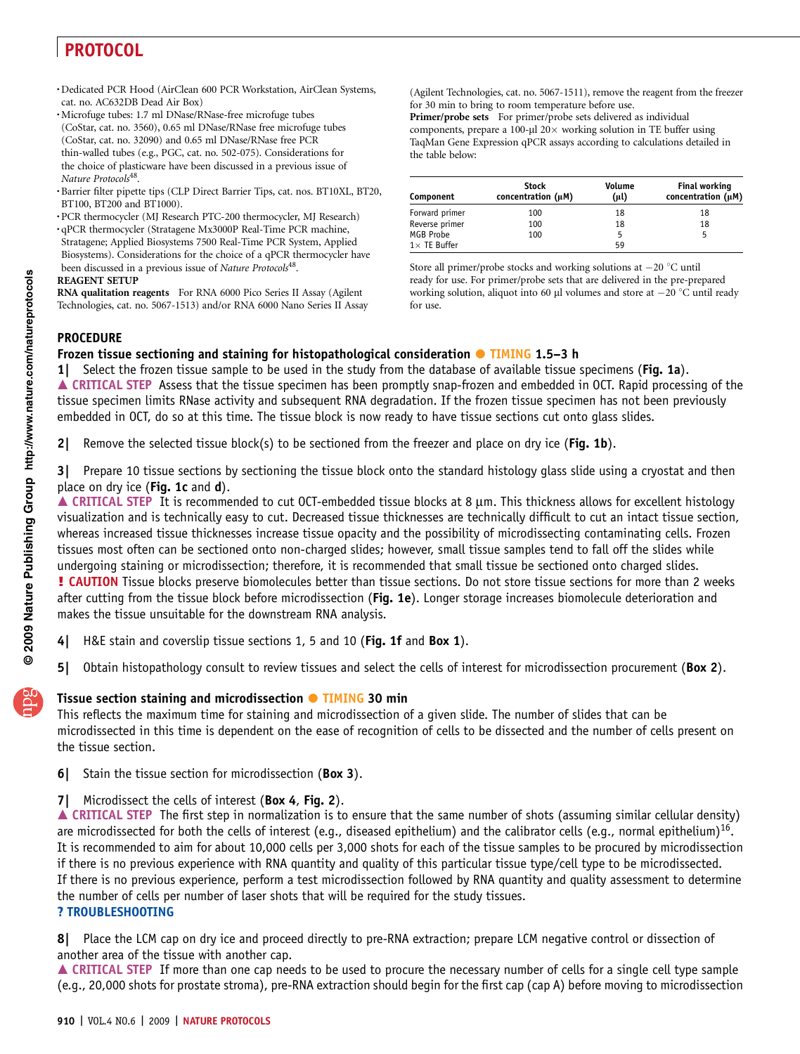- Dedicated PCR Hood (AirClean 600 PCR Workstation, AirClean Systems, cat. no. AC632DB Dead Air Box)
- Microfuge tubes: 1.7 ml DNase/RNase-free microfuge tubes (CoStar, cat. no. 3560), 0.65 ml DNase/RNase free microfuge tubes (CoStar, cat. no. 32090) and 0.65 ml DNase/RNase free PCR thin-walled tubes (e.g., PGC, cat. no. 502-075). Considerations for the choice of plasticware have been discussed in a previous issue of *Nature Protocols*[48].
- Barrier filter pipette tips (CLP Direct Barrier Tips, cat. nos. BT10XL, BT20, BT100, BT200 and BT1000).
- PCR thermocycler (MJ Research PTC-200 thermocycler, MJ Research)
- qPCR thermocycler (Stratagene Mx3000P Real-Time PCR machine, Stratagene; Applied Biosystems 7500 Real-Time PCR System, Applied Biosystems). Considerations for the choice of a qPCR thermocycler have been discussed in a previous issue of *Nature Protocols*[48].

**REAGENT SETUP**

**RNA qualitation reagents** For RNA 6000 Pico Series II Assay (Agilent Technologies, cat. no. 5067-1513) and/or RNA 6000 Nano Series II Assay (Agilent Technologies, cat. no. 5067-1511), remove the reagent from the freezer for 30 min to bring to room temperature before use.

**Primer/probe sets** For primer/probe sets delivered as individual components, prepare a 100-μl 20× working solution in TE buffer using TaqMan Gene Expression qPCR assays according to calculations detailed in the table below:

| Component | Stock concentration (μM) | Volume (μl) | Final working concentration (μM) |
|---|---|---|---|
| Forward primer | 100 | 18 | 18 |
| Reverse primer | 100 | 18 | 18 |
| MGB Probe | 100 | 5 | 5 |
| 1× TE Buffer | | 59 | |

Store all primer/probe stocks and working solutions at −20 °C until ready for use. For primer/probe sets that are delivered in the pre-prepared working solution, aliquot into 60 μl volumes and store at −20 °C until ready for use.

## PROCEDURE

### Frozen tissue sectioning and staining for histopathological consideration ● TIMING 1.5–3 h

**1|** Select the frozen tissue sample to be used in the study from the database of available tissue specimens (**Fig. 1a**).

▲ CRITICAL STEP Assess that the tissue specimen has been promptly snap-frozen and embedded in OCT. Rapid processing of the tissue specimen limits RNase activity and subsequent RNA degradation. If the frozen tissue specimen has not been previously embedded in OCT, do so at this time. The tissue block is now ready to have tissue sections cut onto glass slides.

**2|** Remove the selected tissue block(s) to be sectioned from the freezer and place on dry ice (**Fig. 1b**).

**3|** Prepare 10 tissue sections by sectioning the tissue block onto the standard histology glass slide using a cryostat and then place on dry ice (**Fig. 1c** and **d**).

▲ CRITICAL STEP It is recommended to cut OCT-embedded tissue blocks at 8 μm. This thickness allows for excellent histology visualization and is technically easy to cut. Decreased tissue thicknesses are technically difficult to cut an intact tissue section, whereas increased tissue thicknesses increase tissue opacity and the possibility of microdissecting contaminating cells. Frozen tissues most often can be sectioned onto non-charged slides; however, small tissue samples tend to fall off the slides while undergoing staining or microdissection; therefore, it is recommended that small tissue be sectioned onto charged slides.

**! CAUTION** Tissue blocks preserve biomolecules better than tissue sections. Do not store tissue sections for more than 2 weeks after cutting from the tissue block before microdissection (**Fig. 1e**). Longer storage increases biomolecule deterioration and makes the tissue unsuitable for the downstream RNA analysis.

**4|** H&E stain and coverslip tissue sections 1, 5 and 10 (**Fig. 1f** and **Box 1**).

**5|** Obtain histopathology consult to review tissues and select the cells of interest for microdissection procurement (**Box 2**).

### Tissue section staining and microdissection ● TIMING 30 min

This reflects the maximum time for staining and microdissection of a given slide. The number of slides that can be microdissected in this time is dependent on the ease of recognition of cells to be dissected and the number of cells present on the tissue section.

**6|** Stain the tissue section for microdissection (**Box 3**).

**7|** Microdissect the cells of interest (**Box 4**, **Fig. 2**).

▲ CRITICAL STEP The first step in normalization is to ensure that the same number of shots (assuming similar cellular density) are microdissected for both the cells of interest (e.g., diseased epithelium) and the calibrator cells (e.g., normal epithelium)[16]. It is recommended to aim for about 10,000 cells per 3,000 shots for each of the tissue samples to be procured by microdissection if there is no previous experience with RNA quantity and quality of this particular tissue type/cell type to be microdissected. If there is no previous experience, perform a test microdissection followed by RNA quantity and quality assessment to determine the number of cells per number of laser shots that will be required for the study tissues.

**? TROUBLESHOOTING**

**8|** Place the LCM cap on dry ice and proceed directly to pre-RNA extraction; prepare LCM negative control or dissection of another area of the tissue with another cap.

▲ CRITICAL STEP If more than one cap needs to be used to procure the necessary number of cells for a single cell type sample (e.g., 20,000 shots for prostate stroma), pre-RNA extraction should begin for the first cap (cap A) before moving to microdissection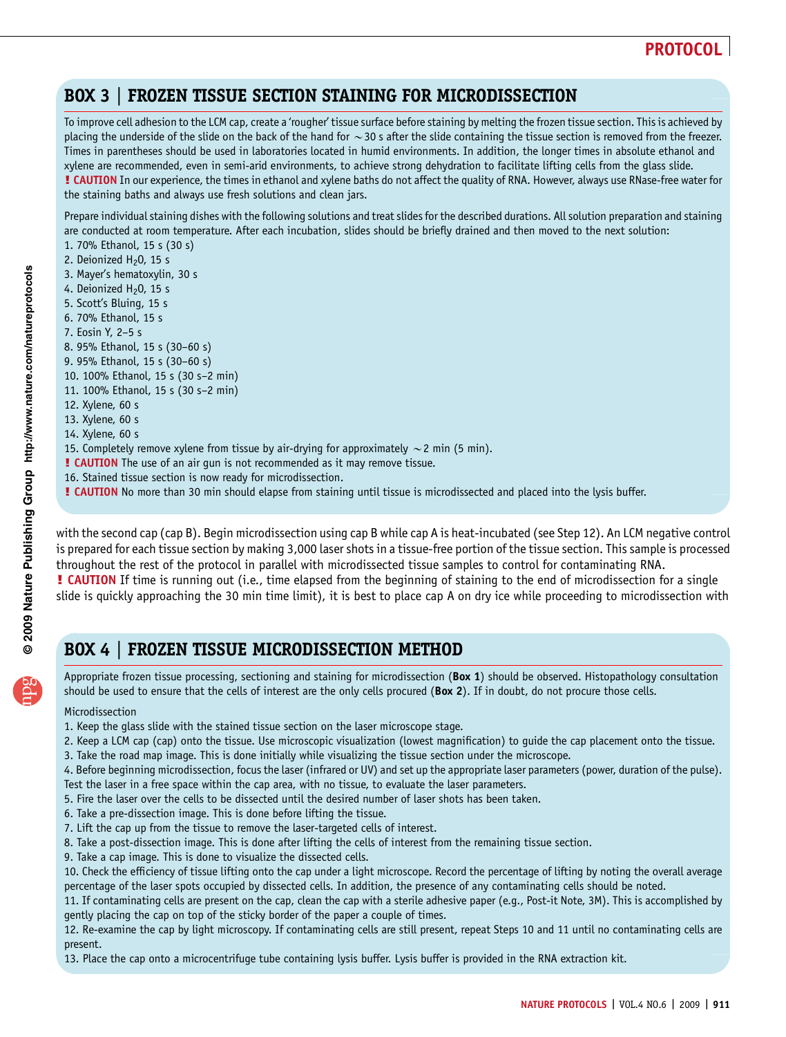## BOX 3 | FROZEN TISSUE SECTION STAINING FOR MICRODISSECTION

To improve cell adhesion to the LCM cap, create a 'rougher' tissue surface before staining by melting the frozen tissue section. This is achieved by placing the underside of the slide on the back of the hand for ~30 s after the slide containing the tissue section is removed from the freezer. Times in parentheses should be used in laboratories located in humid environments. In addition, the longer times in absolute ethanol and xylene are recommended, even in semi-arid environments, to achieve strong dehydration to facilitate lifting cells from the glass slide.

**! CAUTION** In our experience, the times in ethanol and xylene baths do not affect the quality of RNA. However, always use RNase-free water for the staining baths and always use fresh solutions and clean jars.

Prepare individual staining dishes with the following solutions and treat slides for the described durations. All solution preparation and staining are conducted at room temperature. After each incubation, slides should be briefly drained and then moved to the next solution:

1. 70% Ethanol, 15 s (30 s)
2. Deionized $H_2O$, 15 s
3. Mayer's hematoxylin, 30 s
4. Deionized $H_2O$, 15 s
5. Scott's Bluing, 15 s
6. 70% Ethanol, 15 s
7. Eosin Y, 2–5 s
8. 95% Ethanol, 15 s (30–60 s)
9. 95% Ethanol, 15 s (30–60 s)
10. 100% Ethanol, 15 s (30 s–2 min)
11. 100% Ethanol, 15 s (30 s–2 min)
12. Xylene, 60 s
13. Xylene, 60 s
14. Xylene, 60 s
15. Completely remove xylene from tissue by air-drying for approximately ~2 min (5 min).

**! CAUTION** The use of an air gun is not recommended as it may remove tissue.

16. Stained tissue section is now ready for microdissection.

**! CAUTION** No more than 30 min should elapse from staining until tissue is microdissected and placed into the lysis buffer.

with the second cap (cap B). Begin microdissection using cap B while cap A is heat-incubated (see Step 12). An LCM negative control is prepared for each tissue section by making 3,000 laser shots in a tissue-free portion of the tissue section. This sample is processed throughout the rest of the protocol in parallel with microdissected tissue samples to control for contaminating RNA.

**! CAUTION** If time is running out (i.e., time elapsed from the beginning of staining to the end of microdissection for a single slide is quickly approaching the 30 min time limit), it is best to place cap A on dry ice while proceeding to microdissection with

## BOX 4 | FROZEN TISSUE MICRODISSECTION METHOD

Appropriate frozen tissue processing, sectioning and staining for microdissection (**Box 1**) should be observed. Histopathology consultation should be used to ensure that the cells of interest are the only cells procured (**Box 2**). If in doubt, do not procure those cells.

Microdissection

1. Keep the glass slide with the stained tissue section on the laser microscope stage.
2. Keep a LCM cap (cap) onto the tissue. Use microscopic visualization (lowest magnification) to guide the cap placement onto the tissue.
3. Take the road map image. This is done initially while visualizing the tissue section under the microscope.
4. Before beginning microdissection, focus the laser (infrared or UV) and set up the appropriate laser parameters (power, duration of the pulse). Test the laser in a free space within the cap area, with no tissue, to evaluate the laser parameters.
5. Fire the laser over the cells to be dissected until the desired number of laser shots has been taken.
6. Take a pre-dissection image. This is done before lifting the tissue.
7. Lift the cap up from the tissue to remove the laser-targeted cells of interest.
8. Take a post-dissection image. This is done after lifting the cells of interest from the remaining tissue section.
9. Take a cap image. This is done to visualize the dissected cells.
10. Check the efficiency of tissue lifting onto the cap under a light microscope. Record the percentage of lifting by noting the overall average percentage of the laser spots occupied by dissected cells. In addition, the presence of any contaminating cells should be noted.
11. If contaminating cells are present on the cap, clean the cap with a sterile adhesive paper (e.g., Post-it Note, 3M). This is accomplished by gently placing the cap on top of the sticky border of the paper a couple of times.
12. Re-examine the cap by light microscopy. If contaminating cells are still present, repeat Steps 10 and 11 until no contaminating cells are present.
13. Place the cap onto a microcentrifuge tube containing lysis buffer. Lysis buffer is provided in the RNA extraction kit.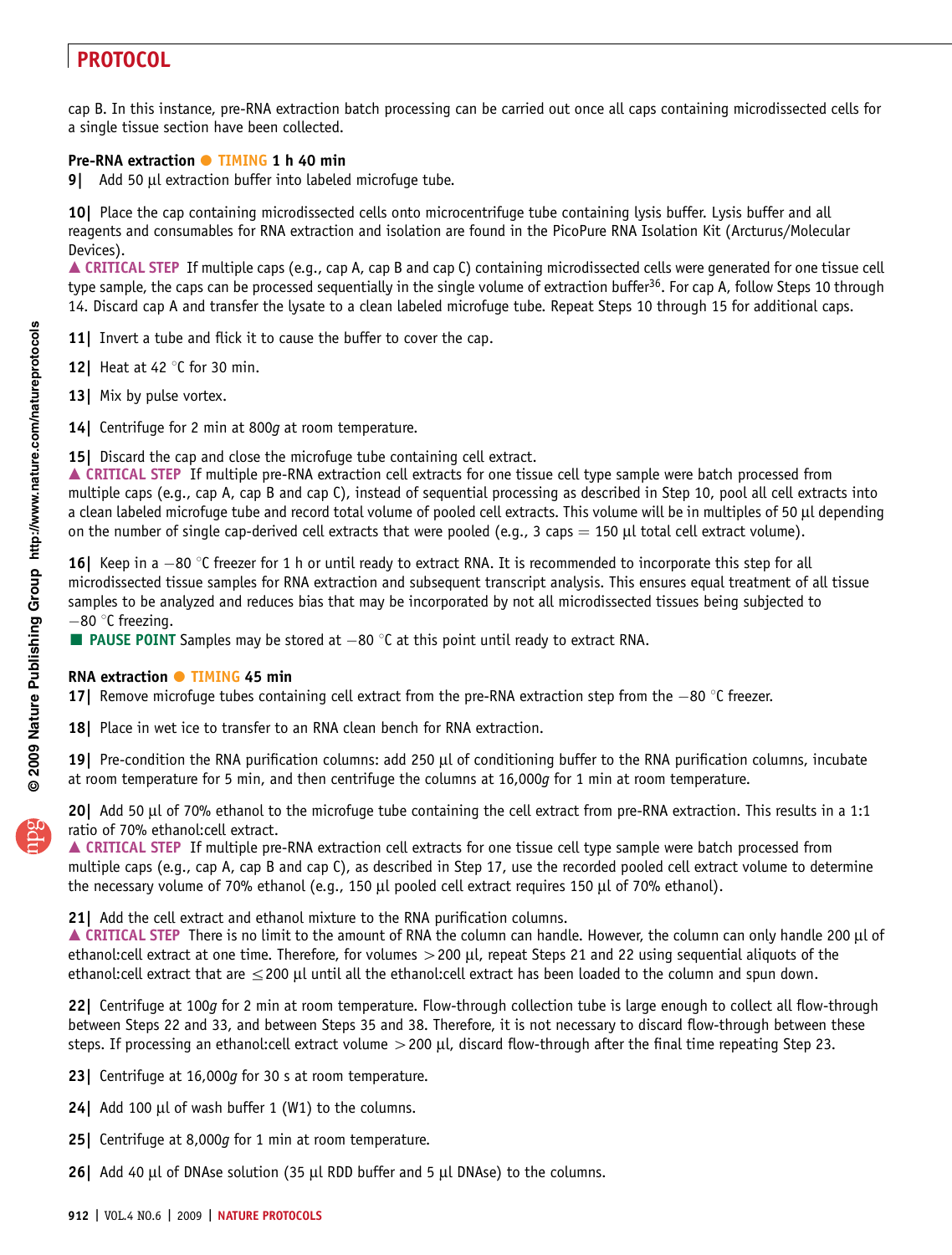cap B. In this instance, pre-RNA extraction batch processing can be carried out once all caps containing microdissected cells for a single tissue section have been collected.

**Pre-RNA extraction ● TIMING 1 h 40 min**

**9|** Add 50 μl extraction buffer into labeled microfuge tube.

**10|** Place the cap containing microdissected cells onto microcentrifuge tube containing lysis buffer. Lysis buffer and all reagents and consumables for RNA extraction and isolation are found in the PicoPure RNA Isolation Kit (Arcturus/Molecular Devices).

▲ **CRITICAL STEP** If multiple caps (e.g., cap A, cap B and cap C) containing microdissected cells were generated for one tissue cell type sample, the caps can be processed sequentially in the single volume of extraction buffer[36]. For cap A, follow Steps 10 through 14. Discard cap A and transfer the lysate to a clean labeled microfuge tube. Repeat Steps 10 through 15 for additional caps.

**11|** Invert a tube and flick it to cause the buffer to cover the cap.

**12|** Heat at 42 °C for 30 min.

**13|** Mix by pulse vortex.

**14|** Centrifuge for 2 min at 800*g* at room temperature.

**15|** Discard the cap and close the microfuge tube containing cell extract.

▲ **CRITICAL STEP** If multiple pre-RNA extraction cell extracts for one tissue cell type sample were batch processed from multiple caps (e.g., cap A, cap B and cap C), instead of sequential processing as described in Step 10, pool all cell extracts into a clean labeled microfuge tube and record total volume of pooled cell extracts. This volume will be in multiples of 50 μl depending on the number of single cap-derived cell extracts that were pooled (e.g., 3 caps = 150 μl total cell extract volume).

**16|** Keep in a −80 °C freezer for 1 h or until ready to extract RNA. It is recommended to incorporate this step for all microdissected tissue samples for RNA extraction and subsequent transcript analysis. This ensures equal treatment of all tissue samples to be analyzed and reduces bias that may be incorporated by not all microdissected tissues being subjected to −80 °C freezing.

■ **PAUSE POINT** Samples may be stored at −80 °C at this point until ready to extract RNA.

**RNA extraction ● TIMING 45 min**

**17|** Remove microfuge tubes containing cell extract from the pre-RNA extraction step from the −80 °C freezer.

**18|** Place in wet ice to transfer to an RNA clean bench for RNA extraction.

**19|** Pre-condition the RNA purification columns: add 250 μl of conditioning buffer to the RNA purification columns, incubate at room temperature for 5 min, and then centrifuge the columns at 16,000*g* for 1 min at room temperature.

**20|** Add 50 μl of 70% ethanol to the microfuge tube containing the cell extract from pre-RNA extraction. This results in a 1:1 ratio of 70% ethanol:cell extract.

▲ **CRITICAL STEP** If multiple pre-RNA extraction cell extracts for one tissue cell type sample were batch processed from multiple caps (e.g., cap A, cap B and cap C), as described in Step 17, use the recorded pooled cell extract volume to determine the necessary volume of 70% ethanol (e.g., 150 μl pooled cell extract requires 150 μl of 70% ethanol).

**21|** Add the cell extract and ethanol mixture to the RNA purification columns.

▲ **CRITICAL STEP** There is no limit to the amount of RNA the column can handle. However, the column can only handle 200 μl of ethanol:cell extract at one time. Therefore, for volumes > 200 μl, repeat Steps 21 and 22 using sequential aliquots of the ethanol:cell extract that are ≤200 μl until all the ethanol:cell extract has been loaded to the column and spun down.

**22|** Centrifuge at 100*g* for 2 min at room temperature. Flow-through collection tube is large enough to collect all flow-through between Steps 22 and 33, and between Steps 35 and 38. Therefore, it is not necessary to discard flow-through between these steps. If processing an ethanol:cell extract volume > 200 μl, discard flow-through after the final time repeating Step 23.

**23|** Centrifuge at 16,000*g* for 30 s at room temperature.

**24|** Add 100 μl of wash buffer 1 (W1) to the columns.

**25|** Centrifuge at 8,000*g* for 1 min at room temperature.

**26|** Add 40 μl of DNAse solution (35 μl RDD buffer and 5 μl DNAse) to the columns.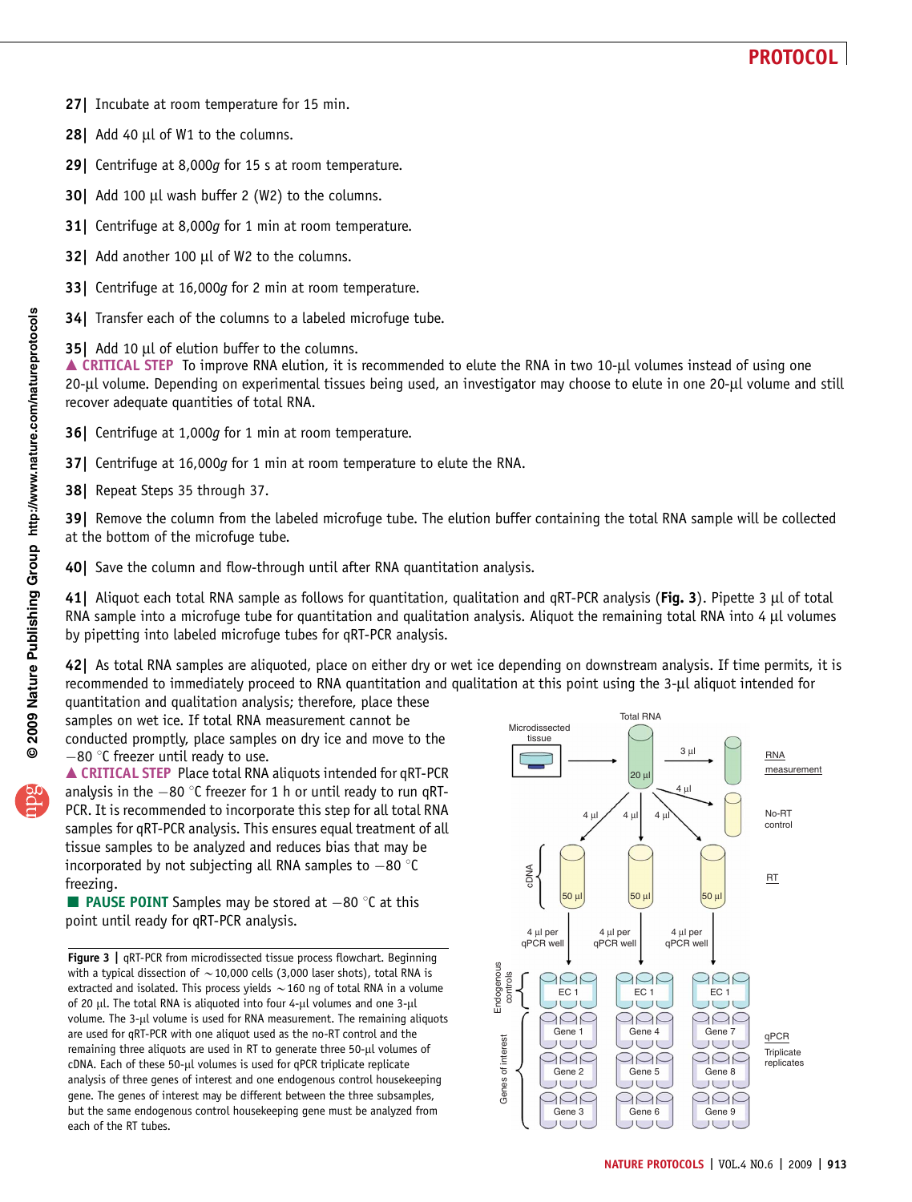**27|** Incubate at room temperature for 15 min.

**28|** Add 40 μl of W1 to the columns.

**29|** Centrifuge at 8,000*g* for 15 s at room temperature.

**30|** Add 100 μl wash buffer 2 (W2) to the columns.

**31|** Centrifuge at 8,000*g* for 1 min at room temperature.

**32|** Add another 100 μl of W2 to the columns.

**33|** Centrifuge at 16,000*g* for 2 min at room temperature.

**34|** Transfer each of the columns to a labeled microfuge tube.

**35|** Add 10 μl of elution buffer to the columns.
▲ **CRITICAL STEP** To improve RNA elution, it is recommended to elute the RNA in two 10-μl volumes instead of using one 20-μl volume. Depending on experimental tissues being used, an investigator may choose to elute in one 20-μl volume and still recover adequate quantities of total RNA.

**36|** Centrifuge at 1,000*g* for 1 min at room temperature.

**37|** Centrifuge at 16,000*g* for 1 min at room temperature to elute the RNA.

**38|** Repeat Steps 35 through 37.

**39|** Remove the column from the labeled microfuge tube. The elution buffer containing the total RNA sample will be collected at the bottom of the microfuge tube.

**40|** Save the column and flow-through until after RNA quantitation analysis.

**41|** Aliquot each total RNA sample as follows for quantitation, qualitation and qRT-PCR analysis (**Fig. 3**). Pipette 3 μl of total RNA sample into a microfuge tube for quantitation and qualitation analysis. Aliquot the remaining total RNA into 4 μl volumes by pipetting into labeled microfuge tubes for qRT-PCR analysis.

**42|** As total RNA samples are aliquoted, place on either dry or wet ice depending on downstream analysis. If time permits, it is recommended to immediately proceed to RNA quantitation and qualitation at this point using the 3-μl aliquot intended for quantitation and qualitation analysis; therefore, place these samples on wet ice. If total RNA measurement cannot be conducted promptly, place samples on dry ice and move to the −80 °C freezer until ready to use.
▲ **CRITICAL STEP** Place total RNA aliquots intended for qRT-PCR analysis in the −80 °C freezer for 1 h or until ready to run qRT-PCR. It is recommended to incorporate this step for all total RNA samples for qRT-PCR analysis. This ensures equal treatment of all tissue samples to be analyzed and reduces bias that may be incorporated by not subjecting all RNA samples to −80 °C freezing.
■ **PAUSE POINT** Samples may be stored at −80 °C at this point until ready for qRT-PCR analysis.

**Figure 3 |** qRT-PCR from microdissected tissue process flowchart. Beginning with a typical dissection of ~10,000 cells (3,000 laser shots), total RNA is extracted and isolated. This process yields ~160 ng of total RNA in a volume of 20 μl. The total RNA is aliquoted into four 4-μl volumes and one 3-μl volume. The 3-μl volume is used for RNA measurement. The remaining aliquots are used for qRT-PCR with one aliquot used as the no-RT control and the remaining three aliquots are used in RT to generate three 50-μl volumes of cDNA. Each of these 50-μl volumes is used for qPCR triplicate replicate analysis of three genes of interest and one endogenous control housekeeping gene. The genes of interest may be different between the three subsamples, but the same endogenous control housekeeping gene must be analyzed from each of the RT tubes.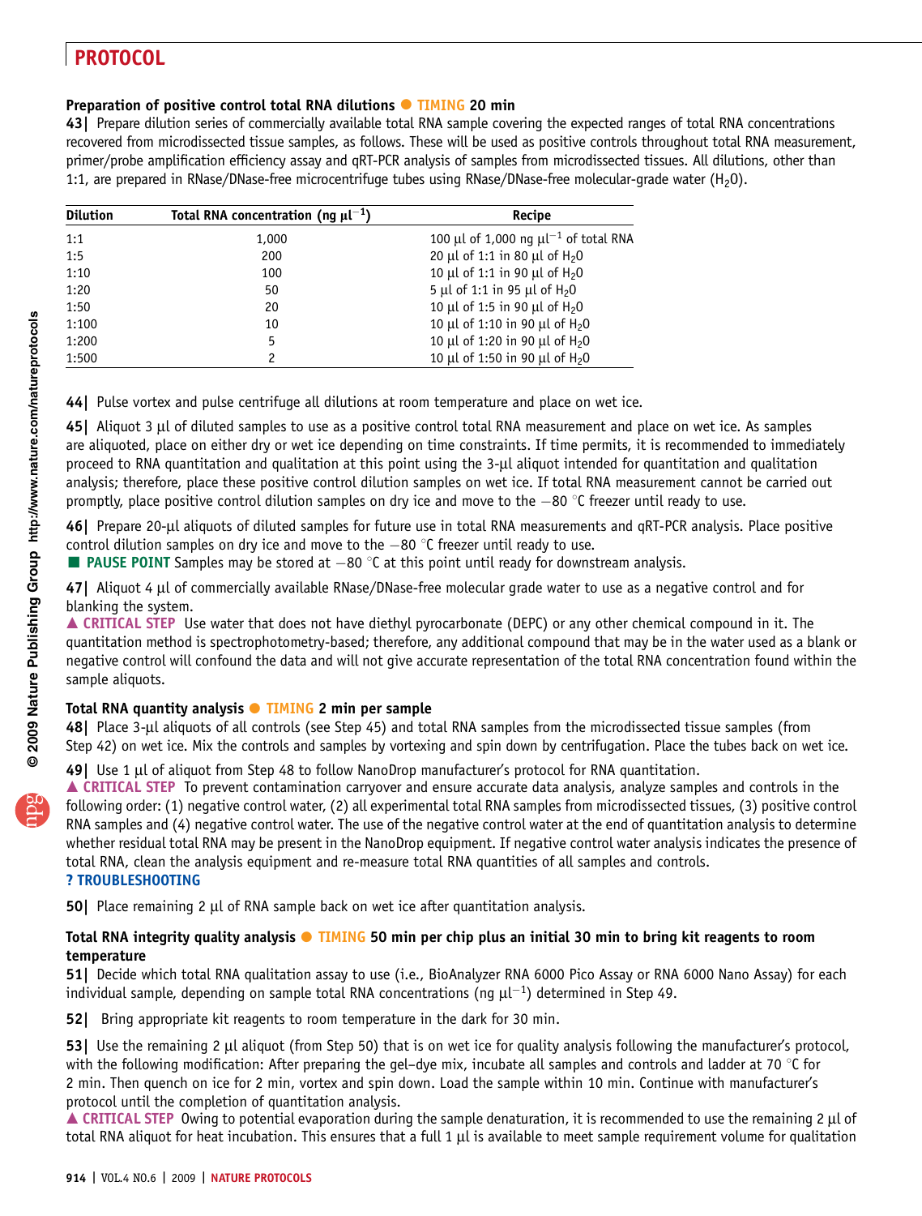### Preparation of positive control total RNA dilutions ● TIMING 20 min

**43|** Prepare dilution series of commercially available total RNA sample covering the expected ranges of total RNA concentrations recovered from microdissected tissue samples, as follows. These will be used as positive controls throughout total RNA measurement, primer/probe amplification efficiency assay and qRT-PCR analysis of samples from microdissected tissues. All dilutions, other than 1:1, are prepared in RNase/DNase-free microcentrifuge tubes using RNase/DNase-free molecular-grade water ($H_2O$).

| Dilution | Total RNA concentration (ng μl$^{-1}$) | Recipe |
|---|---|---|
| 1:1 | 1,000 | 100 μl of 1,000 ng μl$^{-1}$ of total RNA |
| 1:5 | 200 | 20 μl of 1:1 in 80 μl of $H_2O$ |
| 1:10 | 100 | 10 μl of 1:1 in 90 μl of $H_2O$ |
| 1:20 | 50 | 5 μl of 1:1 in 95 μl of $H_2O$ |
| 1:50 | 20 | 10 μl of 1:5 in 90 μl of $H_2O$ |
| 1:100 | 10 | 10 μl of 1:10 in 90 μl of $H_2O$ |
| 1:200 | 5 | 10 μl of 1:20 in 90 μl of $H_2O$ |
| 1:500 | 2 | 10 μl of 1:50 in 90 μl of $H_2O$ |

**44|** Pulse vortex and pulse centrifuge all dilutions at room temperature and place on wet ice.

**45|** Aliquot 3 μl of diluted samples to use as a positive control total RNA measurement and place on wet ice. As samples are aliquoted, place on either dry or wet ice depending on time constraints. If time permits, it is recommended to immediately proceed to RNA quantitation and qualitation at this point using the 3-μl aliquot intended for quantitation and qualitation analysis; therefore, place these positive control dilution samples on wet ice. If total RNA measurement cannot be carried out promptly, place positive control dilution samples on dry ice and move to the −80 °C freezer until ready to use.

**46|** Prepare 20-μl aliquots of diluted samples for future use in total RNA measurements and qRT-PCR analysis. Place positive control dilution samples on dry ice and move to the −80 °C freezer until ready to use.

■ **PAUSE POINT** Samples may be stored at −80 °C at this point until ready for downstream analysis.

**47|** Aliquot 4 μl of commercially available RNase/DNase-free molecular grade water to use as a negative control and for blanking the system.

▲ **CRITICAL STEP** Use water that does not have diethyl pyrocarbonate (DEPC) or any other chemical compound in it. The quantitation method is spectrophotometry-based; therefore, any additional compound that may be in the water used as a blank or negative control will confound the data and will not give accurate representation of the total RNA concentration found within the sample aliquots.

### Total RNA quantity analysis ● TIMING 2 min per sample

**48|** Place 3-μl aliquots of all controls (see Step 45) and total RNA samples from the microdissected tissue samples (from Step 42) on wet ice. Mix the controls and samples by vortexing and spin down by centrifugation. Place the tubes back on wet ice.

**49|** Use 1 μl of aliquot from Step 48 to follow NanoDrop manufacturer's protocol for RNA quantitation.

▲ **CRITICAL STEP** To prevent contamination carryover and ensure accurate data analysis, analyze samples and controls in the following order: (1) negative control water, (2) all experimental total RNA samples from microdissected tissues, (3) positive control RNA samples and (4) negative control water. The use of the negative control water at the end of quantitation analysis to determine whether residual total RNA may be present in the NanoDrop equipment. If negative control water analysis indicates the presence of total RNA, clean the analysis equipment and re-measure total RNA quantities of all samples and controls.

**? TROUBLESHOOTING**

**50|** Place remaining 2 μl of RNA sample back on wet ice after quantitation analysis.

### Total RNA integrity quality analysis ● TIMING 50 min per chip plus an initial 30 min to bring kit reagents to room temperature

**51|** Decide which total RNA qualitation assay to use (i.e., BioAnalyzer RNA 6000 Pico Assay or RNA 6000 Nano Assay) for each individual sample, depending on sample total RNA concentrations (ng μl$^{-1}$) determined in Step 49.

**52|** Bring appropriate kit reagents to room temperature in the dark for 30 min.

**53|** Use the remaining 2 μl aliquot (from Step 50) that is on wet ice for quality analysis following the manufacturer's protocol, with the following modification: After preparing the gel–dye mix, incubate all samples and controls and ladder at 70 °C for 2 min. Then quench on ice for 2 min, vortex and spin down. Load the sample within 10 min. Continue with manufacturer's protocol until the completion of quantitation analysis.

▲ **CRITICAL STEP** Owing to potential evaporation during the sample denaturation, it is recommended to use the remaining 2 μl of total RNA aliquot for heat incubation. This ensures that a full 1 μl is available to meet sample requirement volume for qualitation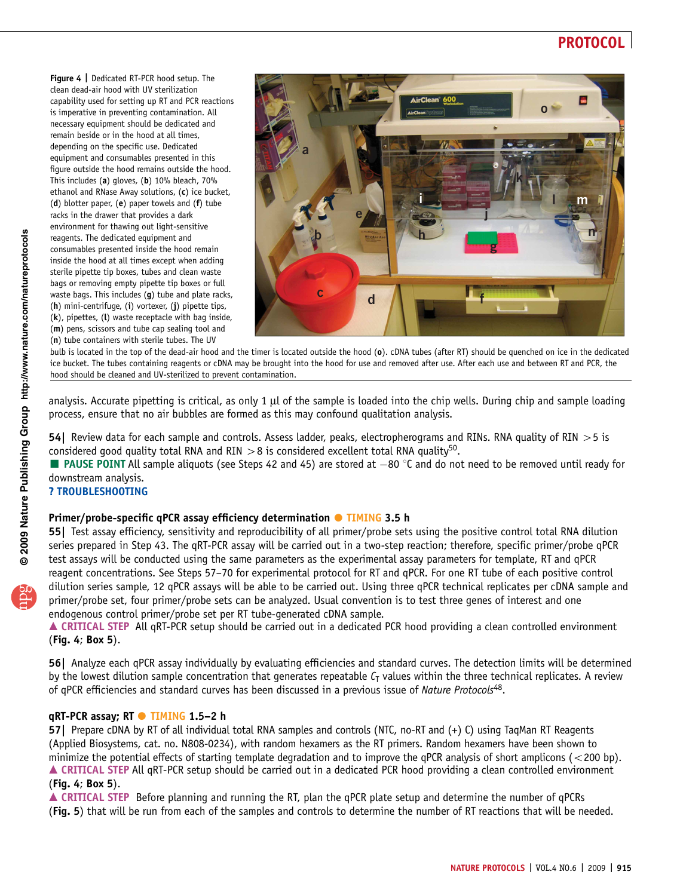**Figure 4 |** Dedicated RT-PCR hood setup. The clean dead-air hood with UV sterilization capability used for setting up RT and PCR reactions is imperative in preventing contamination. All necessary equipment should be dedicated and remain beside or in the hood at all times, depending on the specific use. Dedicated equipment and consumables presented in this figure outside the hood remains outside the hood. This includes (**a**) gloves, (**b**) 10% bleach, 70% ethanol and RNase Away solutions, (**c**) ice bucket, (**d**) blotter paper, (**e**) paper towels and (**f**) tube racks in the drawer that provides a dark environment for thawing out light-sensitive reagents. The dedicated equipment and consumables presented inside the hood remain inside the hood at all times except when adding sterile pipette tip boxes, tubes and clean waste bags or removing empty pipette tip boxes or full waste bags. This includes (**g**) tube and plate racks, (**h**) mini-centrifuge, (**i**) vortexer, (**j**) pipette tips, (**k**), pipettes, (**l**) waste receptacle with bag inside, (**m**) pens, scissors and tube cap sealing tool and (**n**) tube containers with sterile tubes. The UV bulb is located in the top of the dead-air hood and the timer is located outside the hood (**o**). cDNA tubes (after RT) should be quenched on ice in the dedicated ice bucket. The tubes containing reagents or cDNA may be brought into the hood for use and removed after use. After each use and between RT and PCR, the hood should be cleaned and UV-sterilized to prevent contamination.

analysis. Accurate pipetting is critical, as only 1 µl of the sample is loaded into the chip wells. During chip and sample loading process, ensure that no air bubbles are formed as this may confound qualitation analysis.

**54|** Review data for each sample and controls. Assess ladder, peaks, electropherograms and RINs. RNA quality of RIN >5 is considered good quality total RNA and RIN >8 is considered excellent total RNA quality[50].

■ **PAUSE POINT** All sample aliquots (see Steps 42 and 45) are stored at −80 °C and do not need to be removed until ready for downstream analysis.

**? TROUBLESHOOTING**

### Primer/probe-specific qPCR assay efficiency determination ● TIMING 3.5 h

**55|** Test assay efficiency, sensitivity and reproducibility of all primer/probe sets using the positive control total RNA dilution series prepared in Step 43. The qRT-PCR assay will be carried out in a two-step reaction; therefore, specific primer/probe qPCR test assays will be conducted using the same parameters as the experimental assay parameters for template, RT and qPCR reagent concentrations. See Steps 57–70 for experimental protocol for RT and qPCR. For one RT tube of each positive control dilution series sample, 12 qPCR assays will be able to be carried out. Using three qPCR technical replicates per cDNA sample and primer/probe set, four primer/probe sets can be analyzed. Usual convention is to test three genes of interest and one endogenous control primer/probe set per RT tube-generated cDNA sample.

▲ **CRITICAL STEP** All qRT-PCR setup should be carried out in a dedicated PCR hood providing a clean controlled environment (**Fig. 4**; **Box 5**).

**56|** Analyze each qPCR assay individually by evaluating efficiencies and standard curves. The detection limits will be determined by the lowest dilution sample concentration that generates repeatable $C_T$ values within the three technical replicates. A review of qPCR efficiencies and standard curves has been discussed in a previous issue of *Nature Protocols*[48].

### qRT-PCR assay; RT ● TIMING 1.5–2 h

**57|** Prepare cDNA by RT of all individual total RNA samples and controls (NTC, no-RT and (+) C) using TaqMan RT Reagents (Applied Biosystems, cat. no. N808-0234), with random hexamers as the RT primers. Random hexamers have been shown to minimize the potential effects of starting template degradation and to improve the qPCR analysis of short amplicons (<200 bp).

▲ **CRITICAL STEP** All qRT-PCR setup should be carried out in a dedicated PCR hood providing a clean controlled environment (**Fig. 4**; **Box 5**).

▲ **CRITICAL STEP** Before planning and running the RT, plan the qPCR plate setup and determine the number of qPCRs (**Fig. 5**) that will be run from each of the samples and controls to determine the number of RT reactions that will be needed.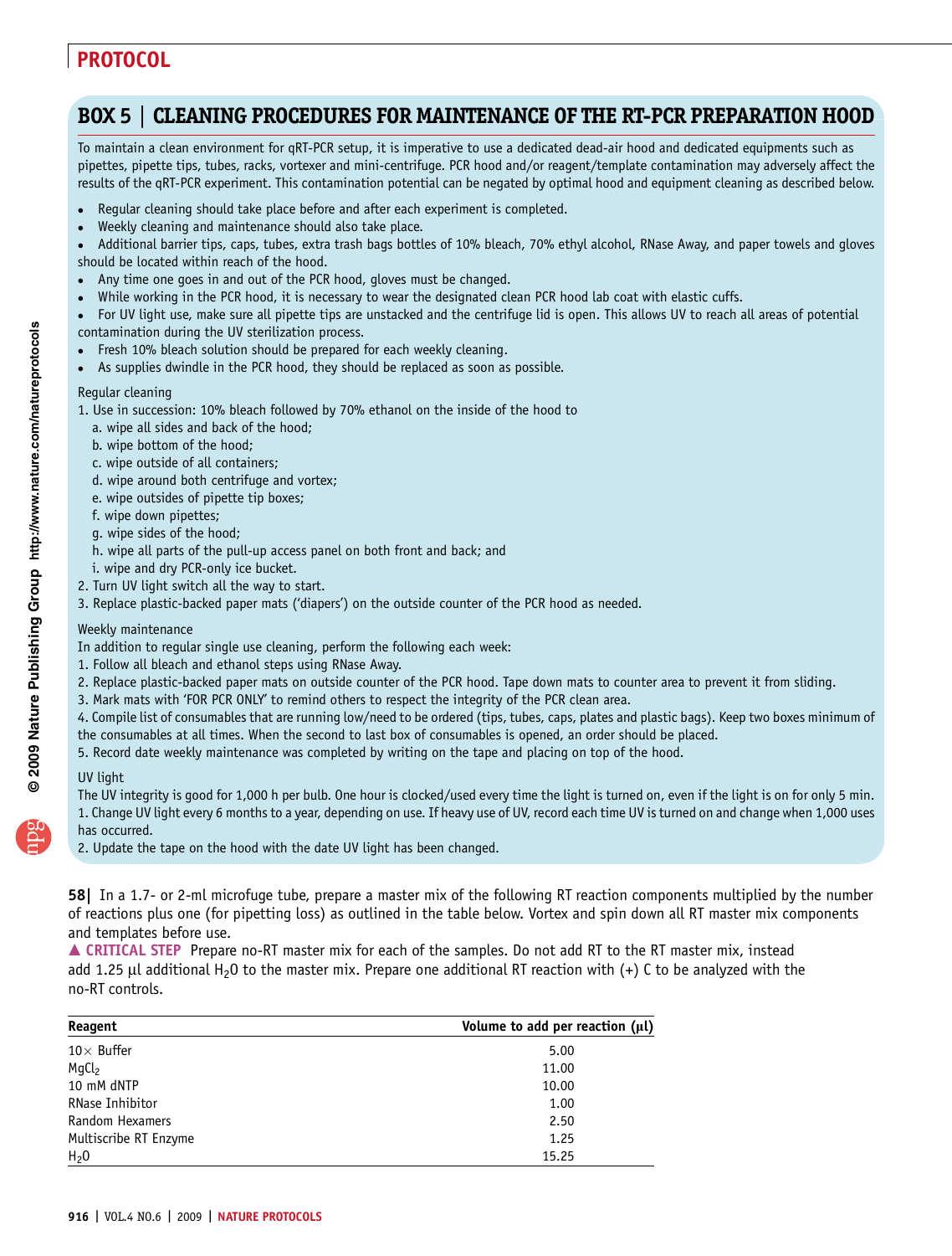## BOX 5 | CLEANING PROCEDURES FOR MAINTENANCE OF THE RT-PCR PREPARATION HOOD

To maintain a clean environment for qRT-PCR setup, it is imperative to use a dedicated dead-air hood and dedicated equipments such as pipettes, pipette tips, tubes, racks, vortexer and mini-centrifuge. PCR hood and/or reagent/template contamination may adversely affect the results of the qRT-PCR experiment. This contamination potential can be negated by optimal hood and equipment cleaning as described below.

- Regular cleaning should take place before and after each experiment is completed.
- Weekly cleaning and maintenance should also take place.
- Additional barrier tips, caps, tubes, extra trash bags bottles of 10% bleach, 70% ethyl alcohol, RNase Away, and paper towels and gloves should be located within reach of the hood.
- Any time one goes in and out of the PCR hood, gloves must be changed.
- While working in the PCR hood, it is necessary to wear the designated clean PCR hood lab coat with elastic cuffs.
- For UV light use, make sure all pipette tips are unstacked and the centrifuge lid is open. This allows UV to reach all areas of potential contamination during the UV sterilization process.
- Fresh 10% bleach solution should be prepared for each weekly cleaning.
- As supplies dwindle in the PCR hood, they should be replaced as soon as possible.

Regular cleaning

1. Use in succession: 10% bleach followed by 70% ethanol on the inside of the hood to
   a. wipe all sides and back of the hood;
   b. wipe bottom of the hood;
   c. wipe outside of all containers;
   d. wipe around both centrifuge and vortex;
   e. wipe outsides of pipette tip boxes;
   f. wipe down pipettes;
   g. wipe sides of the hood;
   h. wipe all parts of the pull-up access panel on both front and back; and
   i. wipe and dry PCR-only ice bucket.
2. Turn UV light switch all the way to start.
3. Replace plastic-backed paper mats ('diapers') on the outside counter of the PCR hood as needed.

Weekly maintenance

In addition to regular single use cleaning, perform the following each week:

1. Follow all bleach and ethanol steps using RNase Away.
2. Replace plastic-backed paper mats on outside counter of the PCR hood. Tape down mats to counter area to prevent it from sliding.
3. Mark mats with 'FOR PCR ONLY' to remind others to respect the integrity of the PCR clean area.
4. Compile list of consumables that are running low/need to be ordered (tips, tubes, caps, plates and plastic bags). Keep two boxes minimum of the consumables at all times. When the second to last box of consumables is opened, an order should be placed.
5. Record date weekly maintenance was completed by writing on the tape and placing on top of the hood.

UV light

The UV integrity is good for 1,000 h per bulb. One hour is clocked/used every time the light is turned on, even if the light is on for only 5 min.

1. Change UV light every 6 months to a year, depending on use. If heavy use of UV, record each time UV is turned on and change when 1,000 uses has occurred.
2. Update the tape on the hood with the date UV light has been changed.

**58|** In a 1.7- or 2-ml microfuge tube, prepare a master mix of the following RT reaction components multiplied by the number of reactions plus one (for pipetting loss) as outlined in the table below. Vortex and spin down all RT master mix components and templates before use.

▲ **CRITICAL STEP** Prepare no-RT master mix for each of the samples. Do not add RT to the RT master mix, instead add 1.25 μl additional $H_2O$ to the master mix. Prepare one additional RT reaction with (+) C to be analyzed with the no-RT controls.

| Reagent | Volume to add per reaction (μl) |
|---|---|
| 10× Buffer | 5.00 |
| $MgCl_2$ | 11.00 |
| 10 mM dNTP | 10.00 |
| RNase Inhibitor | 1.00 |
| Random Hexamers | 2.50 |
| Multiscribe RT Enzyme | 1.25 |
| $H_2O$ | 15.25 |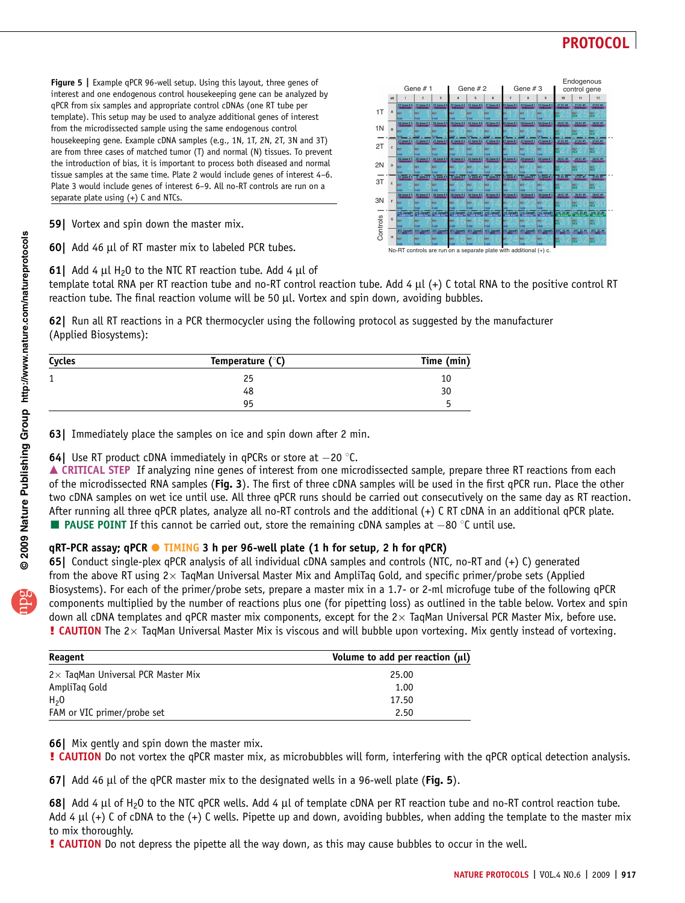**Figure 5 |** Example qPCR 96-well setup. Using this layout, three genes of interest and one endogenous control housekeeping gene can be analyzed by qPCR from six samples and appropriate control cDNAs (one RT tube per template). This setup may be used to analyze additional genes of interest from the microdissected sample using the same endogenous control housekeeping gene. Example cDNA samples (e.g., 1N, 1T, 2N, 2T, 3N and 3T) are from three cases of matched tumor (T) and normal (N) tissues. To prevent the introduction of bias, it is important to process both diseased and normal tissue samples at the same time. Plate 2 would include genes of interest 4–6. Plate 3 would include genes of interest 6–9. All no-RT controls are run on a separate plate using (+) C and NTCs.

No-RT controls are run on a separate plate with additional (+) c.

**59|** Vortex and spin down the master mix.

**60|** Add 46 µl of RT master mix to labeled PCR tubes.

**61|** Add 4 µl $H_2O$ to the NTC RT reaction tube. Add 4 µl of template total RNA per RT reaction tube and no-RT control reaction tube. Add 4 µl (+) C total RNA to the positive control RT reaction tube. The final reaction volume will be 50 µl. Vortex and spin down, avoiding bubbles.

**62|** Run all RT reactions in a PCR thermocycler using the following protocol as suggested by the manufacturer (Applied Biosystems):

| Cycles | Temperature (°C) | Time (min) |
|---|---|---|
| 1 | 25 | 10 |
| | 48 | 30 |
| | 95 | 5 |

**63|** Immediately place the samples on ice and spin down after 2 min.

**64|** Use RT product cDNA immediately in qPCRs or store at −20 °C.

▲ **CRITICAL STEP** If analyzing nine genes of interest from one microdissected sample, prepare three RT reactions from each of the microdissected RNA samples (**Fig. 3**). The first of three cDNA samples will be used in the first qPCR run. Place the other two cDNA samples on wet ice until use. All three qPCR runs should be carried out consecutively on the same day as RT reaction. After running all three qPCR plates, analyze all no-RT controls and the additional (+) C RT cDNA in an additional qPCR plate.

■ **PAUSE POINT** If this cannot be carried out, store the remaining cDNA samples at −80 °C until use.

### qRT-PCR assay; qPCR ● TIMING 3 h per 96-well plate (1 h for setup, 2 h for qPCR)

**65|** Conduct single-plex qPCR analysis of all individual cDNA samples and controls (NTC, no-RT and (+) C) generated from the above RT using 2× TaqMan Universal Master Mix and AmpliTaq Gold, and specific primer/probe sets (Applied Biosystems). For each of the primer/probe sets, prepare a master mix in a 1.7- or 2-ml microfuge tube of the following qPCR components multiplied by the number of reactions plus one (for pipetting loss) as outlined in the table below. Vortex and spin down all cDNA templates and qPCR master mix components, except for the 2× TaqMan Universal PCR Master Mix, before use.

**! CAUTION** The 2× TaqMan Universal Master Mix is viscous and will bubble upon vortexing. Mix gently instead of vortexing.

| Reagent | Volume to add per reaction (µl) |
|---|---|
| 2× TaqMan Universal PCR Master Mix | 25.00 |
| AmpliTaq Gold | 1.00 |
| $H_2O$ | 17.50 |
| FAM or VIC primer/probe set | 2.50 |

**66|** Mix gently and spin down the master mix.

**! CAUTION** Do not vortex the qPCR master mix, as microbubbles will form, interfering with the qPCR optical detection analysis.

**67|** Add 46 µl of the qPCR master mix to the designated wells in a 96-well plate (**Fig. 5**).

**68|** Add 4 µl of $H_2O$ to the NTC qPCR wells. Add 4 µl of template cDNA per RT reaction tube and no-RT control reaction tube. Add 4 µl (+) C of cDNA to the (+) C wells. Pipette up and down, avoiding bubbles, when adding the template to the master mix to mix thoroughly.

**! CAUTION** Do not depress the pipette all the way down, as this may cause bubbles to occur in the well.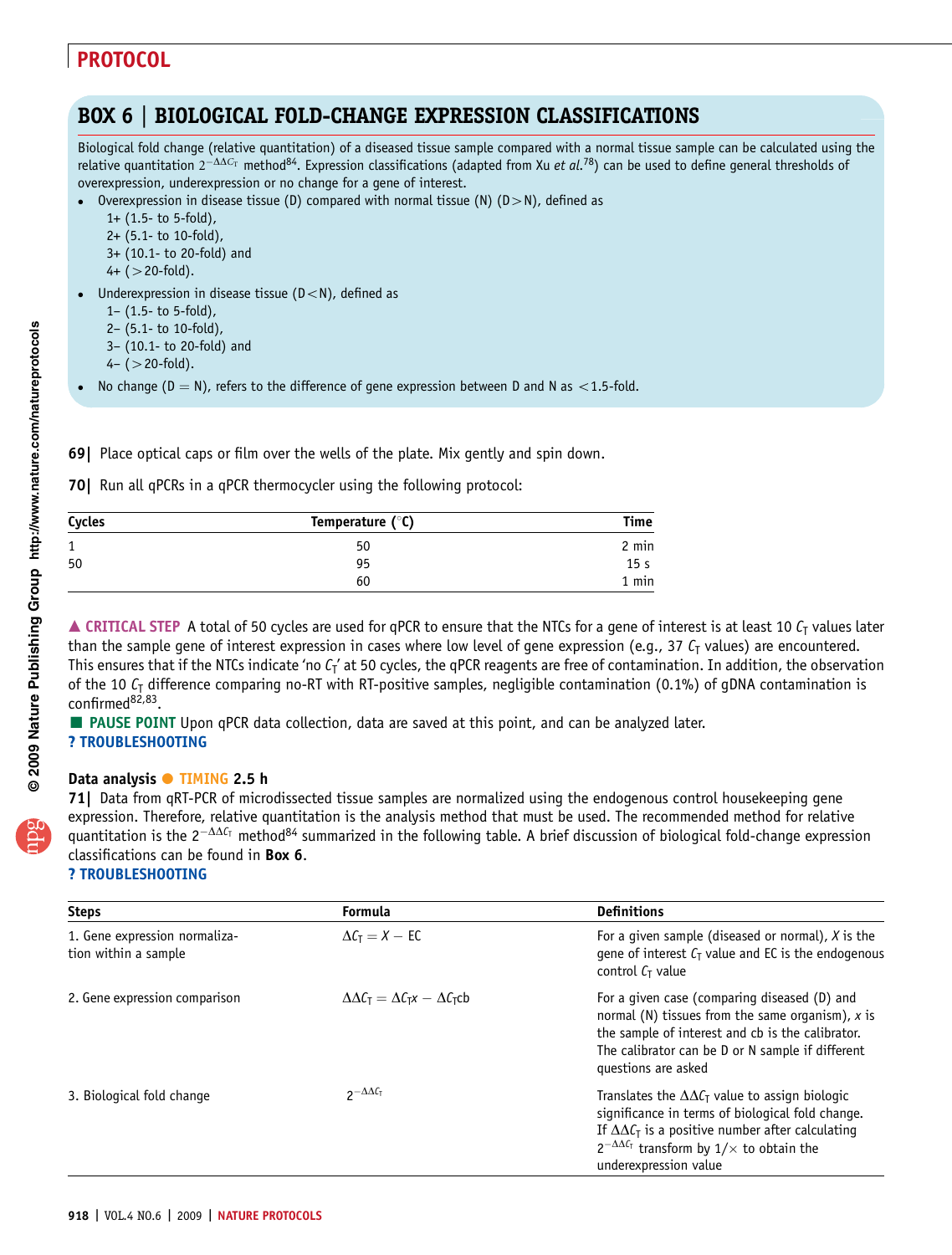## BOX 6 | BIOLOGICAL FOLD-CHANGE EXPRESSION CLASSIFICATIONS

Biological fold change (relative quantitation) of a diseased tissue sample compared with a normal tissue sample can be calculated using the relative quantitation $2^{-\Delta\Delta C_T}$ method[84]. Expression classifications (adapted from Xu *et al.*[78]) can be used to define general thresholds of overexpression, underexpression or no change for a gene of interest.

- Overexpression in disease tissue (D) compared with normal tissue (N) (D>N), defined as
  - 1+ (1.5- to 5-fold),
  - 2+ (5.1- to 10-fold),
  - 3+ (10.1- to 20-fold) and
  - 4+ (>20-fold).
- Underexpression in disease tissue (D<N), defined as
  - 1– (1.5- to 5-fold),
  - 2– (5.1- to 10-fold),
  - 3– (10.1- to 20-fold) and
  - 4– (>20-fold).
- No change (D = N), refers to the difference of gene expression between D and N as <1.5-fold.

**69|** Place optical caps or film over the wells of the plate. Mix gently and spin down.

**70|** Run all qPCRs in a qPCR thermocycler using the following protocol:

| Cycles | Temperature (°C) | Time |
|---|---|---|
| 1 | 50 | 2 min |
| 50 | 95 | 15 s |
| | 60 | 1 min |

▲ **CRITICAL STEP** A total of 50 cycles are used for qPCR to ensure that the NTCs for a gene of interest is at least 10 $C_T$ values later than the sample gene of interest expression in cases where low level of gene expression (e.g., 37 $C_T$ values) are encountered. This ensures that if the NTCs indicate 'no $C_T$' at 50 cycles, the qPCR reagents are free of contamination. In addition, the observation of the 10 $C_T$ difference comparing no-RT with RT-positive samples, negligible contamination (0.1%) of gDNA contamination is confirmed[82,83].

■ **PAUSE POINT** Upon qPCR data collection, data are saved at this point, and can be analyzed later.

**? TROUBLESHOOTING**

### Data analysis ● TIMING 2.5 h

**71|** Data from qRT-PCR of microdissected tissue samples are normalized using the endogenous control housekeeping gene expression. Therefore, relative quantitation is the analysis method that must be used. The recommended method for relative quantitation is the $2^{-\Delta\Delta C_T}$ method[84] summarized in the following table. A brief discussion of biological fold-change expression classifications can be found in **Box 6**.

**? TROUBLESHOOTING**

| Steps | Formula | Definitions |
|---|---|---|
| 1. Gene expression normalization within a sample | $\Delta C_T = X - \text{EC}$ | For a given sample (diseased or normal), $X$ is the gene of interest $C_T$ value and EC is the endogenous control $C_T$ value |
| 2. Gene expression comparison | $\Delta\Delta C_T = \Delta C_T x - \Delta C_T \text{cb}$ | For a given case (comparing diseased (D) and normal (N) tissues from the same organism), $x$ is the sample of interest and cb is the calibrator. The calibrator can be D or N sample if different questions are asked |
| 3. Biological fold change | $2^{-\Delta\Delta C_T}$ | Translates the $\Delta\Delta C_T$ value to assign biologic significance in terms of biological fold change. If $\Delta\Delta C_T$ is a positive number after calculating $2^{-\Delta\Delta C_T}$ transform by $1/\times$ to obtain the underexpression value |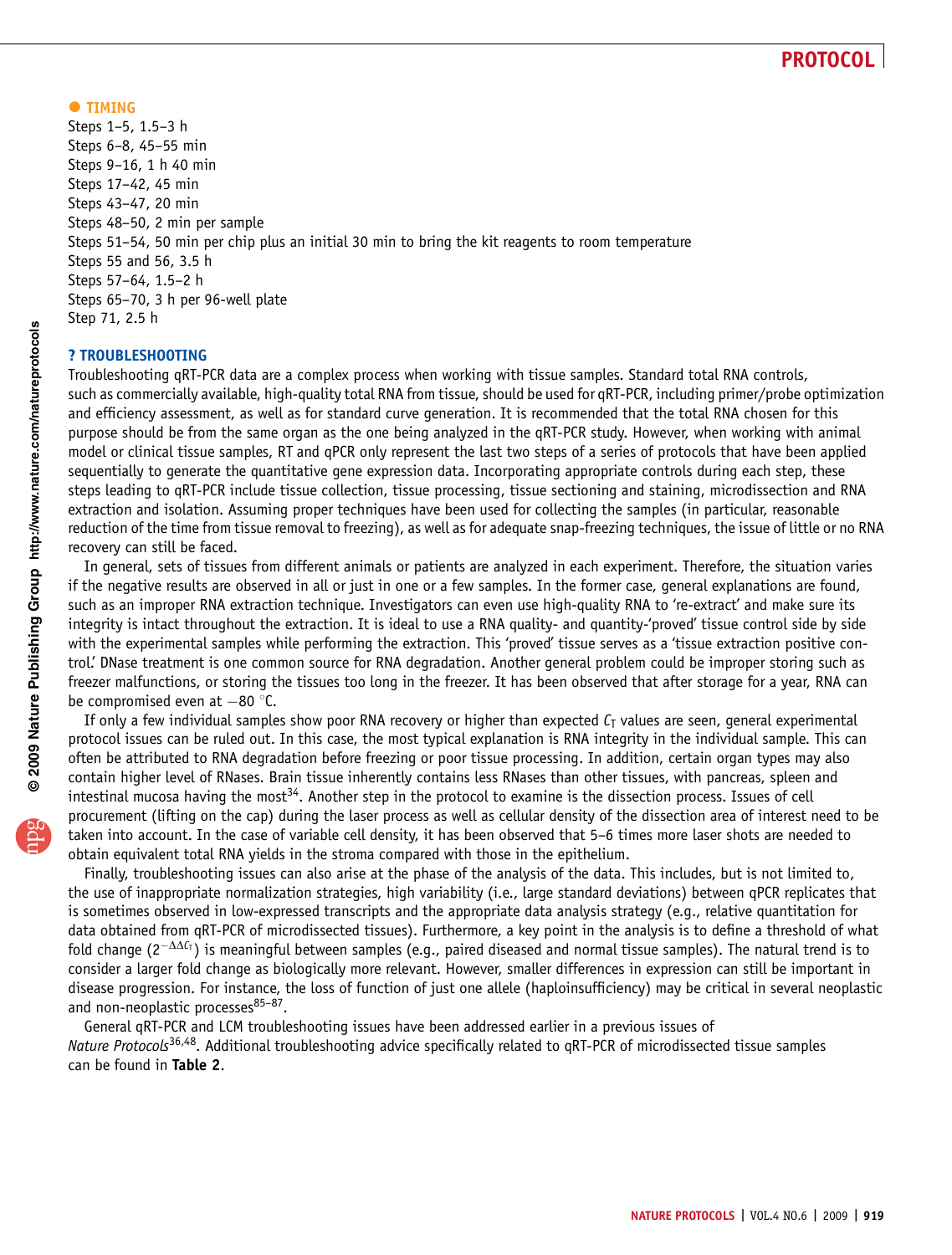● TIMING

Steps 1–5, 1.5–3 h
Steps 6–8, 45–55 min
Steps 9–16, 1 h 40 min
Steps 17–42, 45 min
Steps 43–47, 20 min
Steps 48–50, 2 min per sample
Steps 51–54, 50 min per chip plus an initial 30 min to bring the kit reagents to room temperature
Steps 55 and 56, 3.5 h
Steps 57–64, 1.5–2 h
Steps 65–70, 3 h per 96-well plate
Step 71, 2.5 h

? TROUBLESHOOTING

Troubleshooting qRT-PCR data are a complex process when working with tissue samples. Standard total RNA controls, such as commercially available, high-quality total RNA from tissue, should be used for qRT-PCR, including primer/probe optimization and efficiency assessment, as well as for standard curve generation. It is recommended that the total RNA chosen for this purpose should be from the same organ as the one being analyzed in the qRT-PCR study. However, when working with animal model or clinical tissue samples, RT and qPCR only represent the last two steps of a series of protocols that have been applied sequentially to generate the quantitative gene expression data. Incorporating appropriate controls during each step, these steps leading to qRT-PCR include tissue collection, tissue processing, tissue sectioning and staining, microdissection and RNA extraction and isolation. Assuming proper techniques have been used for collecting the samples (in particular, reasonable reduction of the time from tissue removal to freezing), as well as for adequate snap-freezing techniques, the issue of little or no RNA recovery can still be faced.

In general, sets of tissues from different animals or patients are analyzed in each experiment. Therefore, the situation varies if the negative results are observed in all or just in one or a few samples. In the former case, general explanations are found, such as an improper RNA extraction technique. Investigators can even use high-quality RNA to 're-extract' and make sure its integrity is intact throughout the extraction. It is ideal to use a RNA quality- and quantity-'proved' tissue control side by side with the experimental samples while performing the extraction. This 'proved' tissue serves as a 'tissue extraction positive control.' DNase treatment is one common source for RNA degradation. Another general problem could be improper storing such as freezer malfunctions, or storing the tissues too long in the freezer. It has been observed that after storage for a year, RNA can be compromised even at −80 °C.

If only a few individual samples show poor RNA recovery or higher than expected $C_T$ values are seen, general experimental protocol issues can be ruled out. In this case, the most typical explanation is RNA integrity in the individual sample. This can often be attributed to RNA degradation before freezing or poor tissue processing. In addition, certain organ types may also contain higher level of RNases. Brain tissue inherently contains less RNases than other tissues, with pancreas, spleen and intestinal mucosa having the most[34]. Another step in the protocol to examine is the dissection process. Issues of cell procurement (lifting on the cap) during the laser process as well as cellular density of the dissection area of interest need to be taken into account. In the case of variable cell density, it has been observed that 5–6 times more laser shots are needed to obtain equivalent total RNA yields in the stroma compared with those in the epithelium.

Finally, troubleshooting issues can also arise at the phase of the analysis of the data. This includes, but is not limited to, the use of inappropriate normalization strategies, high variability (i.e., large standard deviations) between qPCR replicates that is sometimes observed in low-expressed transcripts and the appropriate data analysis strategy (e.g., relative quantitation for data obtained from qRT-PCR of microdissected tissues). Furthermore, a key point in the analysis is to define a threshold of what fold change ($2^{-\Delta\Delta C_T}$) is meaningful between samples (e.g., paired diseased and normal tissue samples). The natural trend is to consider a larger fold change as biologically more relevant. However, smaller differences in expression can still be important in disease progression. For instance, the loss of function of just one allele (haploinsufficiency) may be critical in several neoplastic and non-neoplastic processes[85–87].

General qRT-PCR and LCM troubleshooting issues have been addressed earlier in a previous issues of *Nature Protocols*[36,48]. Additional troubleshooting advice specifically related to qRT-PCR of microdissected tissue samples can be found in **Table 2**.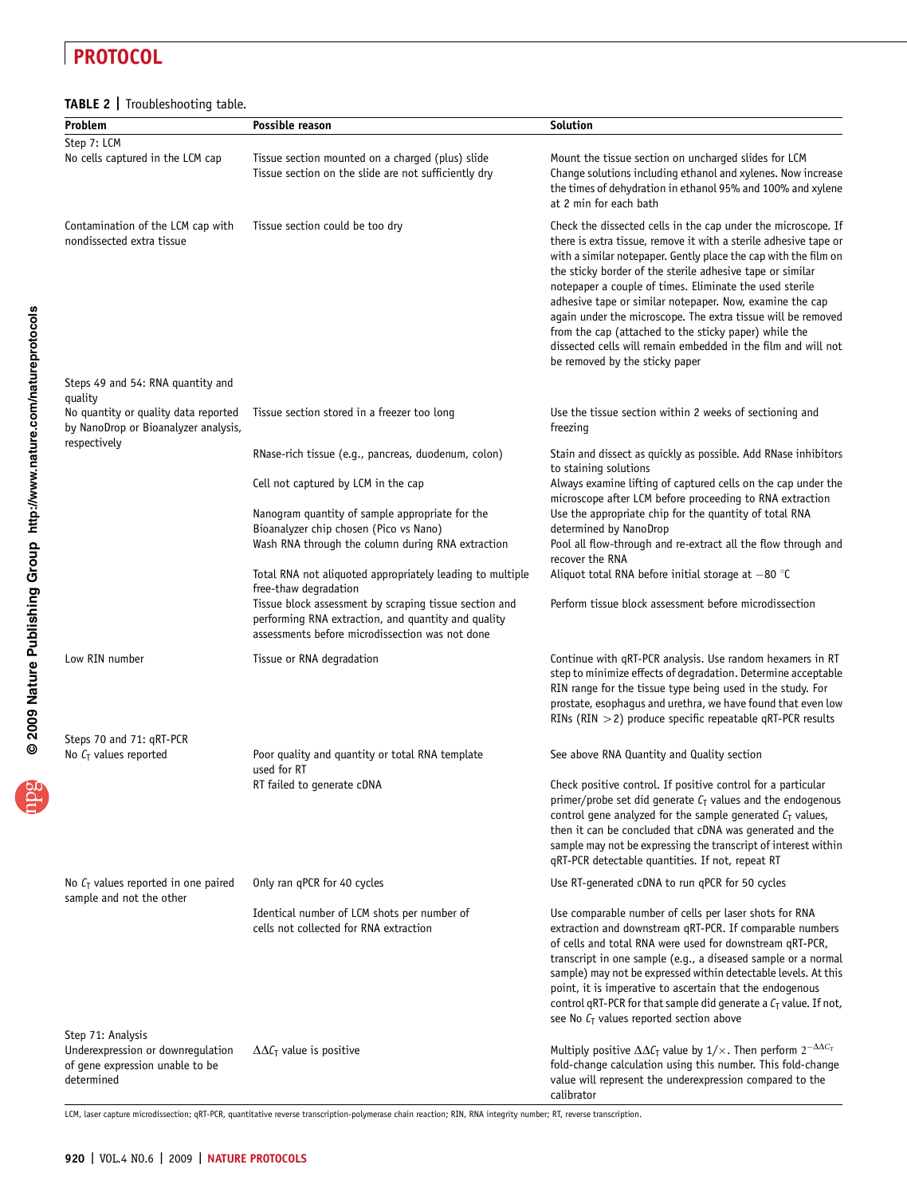**TABLE 2 |** Troubleshooting table.

| Problem | Possible reason | Solution |
|---|---|---|
| Step 7: LCM | | |
| No cells captured in the LCM cap | Tissue section mounted on a charged (plus) slide | Mount the tissue section on uncharged slides for LCM |
| | Tissue section on the slide are not sufficiently dry | Change solutions including ethanol and xylenes. Now increase the times of dehydration in ethanol 95% and 100% and xylene at 2 min for each bath |
| Contamination of the LCM cap with nondissected extra tissue | Tissue section could be too dry | Check the dissected cells in the cap under the microscope. If there is extra tissue, remove it with a sterile adhesive tape or with a similar notepaper. Gently place the cap with the film on the sticky border of the sterile adhesive tape or similar notepaper a couple of times. Eliminate the used sterile adhesive tape or similar notepaper. Now, examine the cap again under the microscope. The extra tissue will be removed from the cap (attached to the sticky paper) while the dissected cells will remain embedded in the film and will not be removed by the sticky paper |
| Steps 49 and 54: RNA quantity and quality | | |
| No quantity or quality data reported by NanoDrop or Bioanalyzer analysis, respectively | Tissue section stored in a freezer too long | Use the tissue section within 2 weeks of sectioning and freezing |
| | RNase-rich tissue (e.g., pancreas, duodenum, colon) | Stain and dissect as quickly as possible. Add RNase inhibitors to staining solutions |
| | Cell not captured by LCM in the cap | Always examine lifting of captured cells on the cap under the microscope after LCM before proceeding to RNA extraction |
| | Nanogram quantity of sample appropriate for the Bioanalyzer chip chosen (Pico vs Nano) | Use the appropriate chip for the quantity of total RNA determined by NanoDrop |
| | Wash RNA through the column during RNA extraction | Pool all flow-through and re-extract all the flow through and recover the RNA |
| | Total RNA not aliquoted appropriately leading to multiple free-thaw degradation | Aliquot total RNA before initial storage at −80 °C |
| | Tissue block assessment by scraping tissue section and performing RNA extraction, and quantity and quality assessments before microdissection was not done | Perform tissue block assessment before microdissection |
| Low RIN number | Tissue or RNA degradation | Continue with qRT-PCR analysis. Use random hexamers in RT step to minimize effects of degradation. Determine acceptable RIN range for the tissue type being used in the study. For prostate, esophagus and urethra, we have found that even low RINs (RIN $> 2$) produce specific repeatable qRT-PCR results |
| Steps 70 and 71: qRT-PCR | | |
| No $C_T$ values reported | Poor quality and quantity or total RNA template used for RT | See above RNA Quantity and Quality section |
| | RT failed to generate cDNA | Check positive control. If positive control for a particular primer/probe set did generate $C_T$ values and the endogenous control gene analyzed for the sample generated $C_T$ values, then it can be concluded that cDNA was generated and the sample may not be expressing the transcript of interest within qRT-PCR detectable quantities. If not, repeat RT |
| No $C_T$ values reported in one paired sample and not the other | Only ran qPCR for 40 cycles | Use RT-generated cDNA to run qPCR for 50 cycles |
| | Identical number of LCM shots per number of cells not collected for RNA extraction | Use comparable number of cells per laser shots for RNA extraction and downstream qRT-PCR. If comparable numbers of cells and total RNA were used for downstream qRT-PCR, transcript in one sample (e.g., a diseased sample or a normal sample) may not be expressed within detectable levels. At this point, it is imperative to ascertain that the endogenous control qRT-PCR for that sample did generate a $C_T$ value. If not, see No $C_T$ values reported section above |
| Step 71: Analysis | | |
| Underexpression or downregulation of gene expression unable to be determined | $\Delta\Delta C_T$ value is positive | Multiply positive $\Delta\Delta C_T$ value by $1/\times$. Then perform $2^{-\Delta\Delta C_T}$ fold-change calculation using this number. This fold-change value will represent the underexpression compared to the calibrator |

LCM, laser capture microdissection; qRT-PCR, quantitative reverse transcription-polymerase chain reaction; RIN, RNA integrity number; RT, reverse transcription.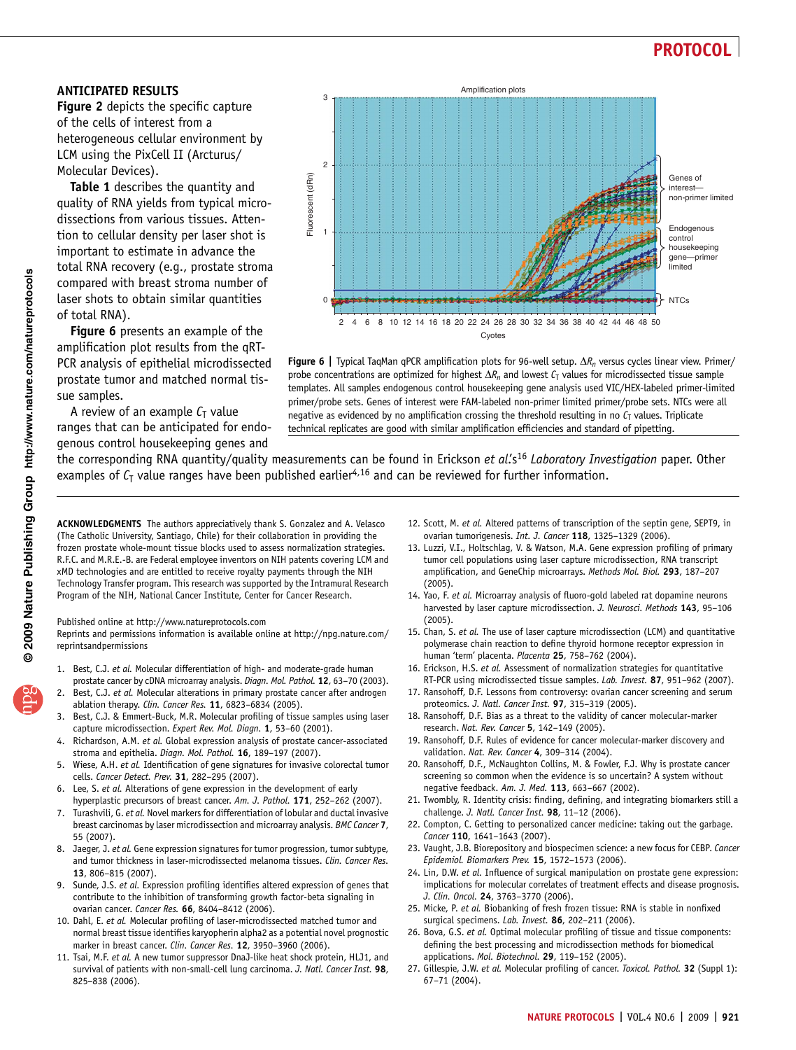## ANTICIPATED RESULTS

**Figure 2** depicts the specific capture of the cells of interest from a heterogeneous cellular environment by LCM using the PixCell II (Arcturus/ Molecular Devices).

**Table 1** describes the quantity and quality of RNA yields from typical microdissections from various tissues. Attention to cellular density per laser shot is important to estimate in advance the total RNA recovery (e.g., prostate stroma compared with breast stroma number of laser shots to obtain similar quantities of total RNA).

**Figure 6** presents an example of the amplification plot results from the qRT-PCR analysis of epithelial microdissected prostate tumor and matched normal tissue samples.

A review of an example $C_T$ value ranges that can be anticipated for endogenous control housekeeping genes and the corresponding RNA quantity/quality measurements can be found in Erickson *et al.*'s[16] *Laboratory Investigation* paper. Other examples of $C_T$ value ranges have been published earlier[4,16] and can be reviewed for further information.

**Figure 6 |** Typical TaqMan qPCR amplification plots for 96-well setup. $\Delta R_n$ versus cycles linear view. Primer/probe concentrations are optimized for highest $\Delta R_n$ and lowest $C_T$ values for microdissected tissue sample templates. All samples endogenous control housekeeping gene analysis used VIC/HEX-labeled primer-limited primer/probe sets. Genes of interest were FAM-labeled non-primer limited primer/probe sets. NTCs were all negative as evidenced by no amplification crossing the threshold resulting in no $C_T$ values. Triplicate technical replicates are good with similar amplification efficiencies and standard of pipetting.

**ACKNOWLEDGMENTS** The authors appreciatively thank S. Gonzalez and A. Velasco (The Catholic University, Santiago, Chile) for their collaboration in providing the frozen prostate whole-mount tissue blocks used to assess normalization strategies. R.F.C. and M.R.E.-B. are Federal employee inventors on NIH patents covering LCM and xMD technologies and are entitled to receive royalty payments through the NIH Technology Transfer program. This research was supported by the Intramural Research Program of the NIH, National Cancer Institute, Center for Cancer Research.

Published online at http://www.natureprotocols.com
Reprints and permissions information is available online at http://npg.nature.com/reprintsandpermissions

1. Best, C.J. *et al.* Molecular differentiation of high- and moderate-grade human prostate cancer by cDNA microarray analysis. *Diagn. Mol. Pathol.* **12**, 63–70 (2003).
2. Best, C.J. *et al.* Molecular alterations in primary prostate cancer after androgen ablation therapy. *Clin. Cancer Res.* **11**, 6823–6834 (2005).
3. Best, C.J. & Emmert-Buck, M.R. Molecular profiling of tissue samples using laser capture microdissection. *Expert Rev. Mol. Diagn.* **1**, 53–60 (2001).
4. Richardson, A.M. *et al.* Global expression analysis of prostate cancer-associated stroma and epithelia. *Diagn. Mol. Pathol.* **16**, 189–197 (2007).
5. Wiese, A.H. *et al.* Identification of gene signatures for invasive colorectal tumor cells. *Cancer Detect. Prev.* **31**, 282–295 (2007).
6. Lee, S. *et al.* Alterations of gene expression in the development of early hyperplastic precursors of breast cancer. *Am. J. Pathol.* **171**, 252–262 (2007).
7. Turashvili, G. *et al.* Novel markers for differentiation of lobular and ductal invasive breast carcinomas by laser microdissection and microarray analysis. *BMC Cancer* **7**, 55 (2007).
8. Jaeger, J. *et al.* Gene expression signatures for tumor progression, tumor subtype, and tumor thickness in laser-microdissected melanoma tissues. *Clin. Cancer Res.* **13**, 806–815 (2007).
9. Sunde, J.S. *et al.* Expression profiling identifies altered expression of genes that contribute to the inhibition of transforming growth factor-beta signaling in ovarian cancer. *Cancer Res.* **66**, 8404–8412 (2006).
10. Dahl, E. *et al.* Molecular profiling of laser-microdissected matched tumor and normal breast tissue identifies karyopherin alpha2 as a potential novel prognostic marker in breast cancer. *Clin. Cancer Res.* **12**, 3950–3960 (2006).
11. Tsai, M.F. *et al.* A new tumor suppressor DnaJ-like heat shock protein, HLJ1, and survival of patients with non-small-cell lung carcinoma. *J. Natl. Cancer Inst.* **98**, 825–838 (2006).
12. Scott, M. *et al.* Altered patterns of transcription of the septin gene, SEPT9, in ovarian tumorigenesis. *Int. J. Cancer* **118**, 1325–1329 (2006).
13. Luzzi, V.I., Holtschlag, V. & Watson, M.A. Gene expression profiling of primary tumor cell populations using laser capture microdissection, RNA transcript amplification, and GeneChip microarrays. *Methods Mol. Biol.* **293**, 187–207 (2005).
14. Yao, F. *et al.* Microarray analysis of fluoro-gold labeled rat dopamine neurons harvested by laser capture microdissection. *J. Neurosci. Methods* **143**, 95–106 (2005).
15. Chan, S. *et al.* The use of laser capture microdissection (LCM) and quantitative polymerase chain reaction to define thyroid hormone receptor expression in human 'term' placenta. *Placenta* **25**, 758–762 (2004).
16. Erickson, H.S. *et al.* Assessment of normalization strategies for quantitative RT-PCR using microdissected tissue samples. *Lab. Invest.* **87**, 951–962 (2007).
17. Ransohoff, D.F. Lessons from controversy: ovarian cancer screening and serum proteomics. *J. Natl. Cancer Inst.* **97**, 315–319 (2005).
18. Ransohoff, D.F. Bias as a threat to the validity of cancer molecular-marker research. *Nat. Rev. Cancer* **5**, 142–149 (2005).
19. Ransohoff, D.F. Rules of evidence for cancer molecular-marker discovery and validation. *Nat. Rev. Cancer* **4**, 309–314 (2004).
20. Ransohoff, D.F., McNaughton Collins, M. & Fowler, F.J. Why is prostate cancer screening so common when the evidence is so uncertain? A system without negative feedback. *Am. J. Med.* **113**, 663–667 (2002).
21. Twombly, R. Identity crisis: finding, defining, and integrating biomarkers still a challenge. *J. Natl. Cancer Inst.* **98**, 11–12 (2006).
22. Compton, C. Getting to personalized cancer medicine: taking out the garbage. *Cancer* **110**, 1641–1643 (2007).
23. Vaught, J.B. Biorepository and biospecimen science: a new focus for CEBP. *Cancer Epidemiol. Biomarkers Prev.* **15**, 1572–1573 (2006).
24. Lin, D.W. *et al.* Influence of surgical manipulation on prostate gene expression: implications for molecular correlates of treatment effects and disease prognosis. *J. Clin. Oncol.* **24**, 3763–3770 (2006).
25. Micke, P. *et al.* Biobanking of fresh frozen tissue: RNA is stable in nonfixed surgical specimens. *Lab. Invest.* **86**, 202–211 (2006).
26. Bova, G.S. *et al.* Optimal molecular profiling of tissue and tissue components: defining the best processing and microdissection methods for biomedical applications. *Mol. Biotechnol.* **29**, 119–152 (2005).
27. Gillespie, J.W. *et al.* Molecular profiling of cancer. *Toxicol. Pathol.* **32** (Suppl 1): 67–71 (2004).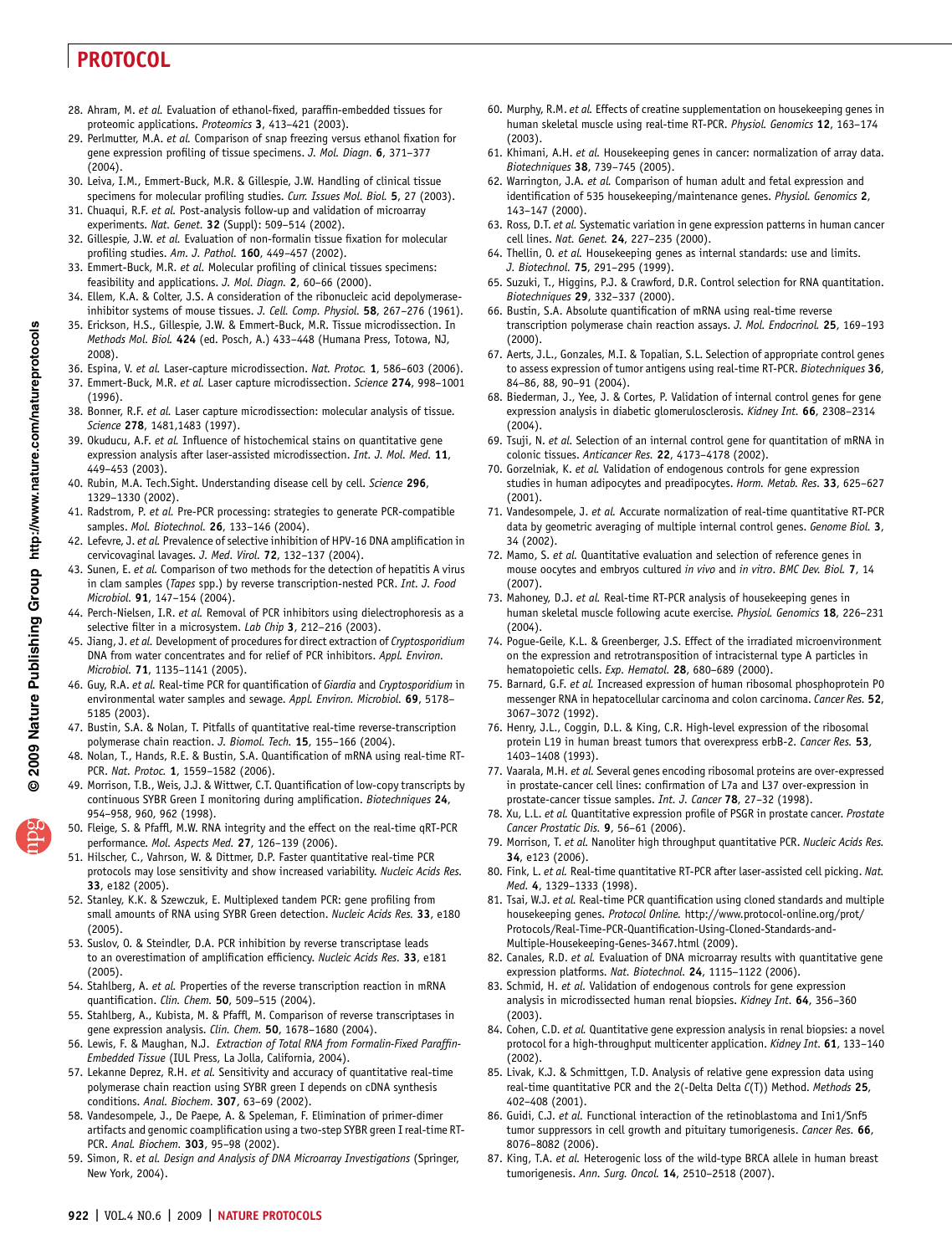28. Ahram, M. *et al.* Evaluation of ethanol-fixed, paraffin-embedded tissues for proteomic applications. *Proteomics* **3**, 413–421 (2003).
29. Perlmutter, M.A. *et al.* Comparison of snap freezing versus ethanol fixation for gene expression profiling of tissue specimens. *J. Mol. Diagn.* **6**, 371–377 (2004).
30. Leiva, I.M., Emmert-Buck, M.R. & Gillespie, J.W. Handling of clinical tissue specimens for molecular profiling studies. *Curr. Issues Mol. Biol.* **5**, 27 (2003).
31. Chuaqui, R.F. *et al.* Post-analysis follow-up and validation of microarray experiments. *Nat. Genet.* **32** (Suppl): 509–514 (2002).
32. Gillespie, J.W. *et al.* Evaluation of non-formalin tissue fixation for molecular profiling studies. *Am. J. Pathol.* **160**, 449–457 (2002).
33. Emmert-Buck, M.R. *et al.* Molecular profiling of clinical tissues specimens: feasibility and applications. *J. Mol. Diagn.* **2**, 60–66 (2000).
34. Ellem, K.A. & Colter, J.S. A consideration of the ribonucleic acid depolymerase-inhibitor systems of mouse tissues. *J. Cell. Comp. Physiol.* **58**, 267–276 (1961).
35. Erickson, H.S., Gillespie, J.W. & Emmert-Buck, M.R. Tissue microdissection. In *Methods Mol. Biol.* **424** (ed. Posch, A.) 433–448 (Humana Press, Totowa, NJ, 2008).
36. Espina, V. *et al.* Laser-capture microdissection. *Nat. Protoc.* **1**, 586–603 (2006).
37. Emmert-Buck, M.R. *et al.* Laser capture microdissection. *Science* **274**, 998–1001 (1996).
38. Bonner, R.F. *et al.* Laser capture microdissection: molecular analysis of tissue. *Science* **278**, 1481,1483 (1997).
39. Okuducu, A.F. *et al.* Influence of histochemical stains on quantitative gene expression analysis after laser-assisted microdissection. *Int. J. Mol. Med.* **11**, 449–453 (2003).
40. Rubin, M.A. Tech.Sight. Understanding disease cell by cell. *Science* **296**, 1329–1330 (2002).
41. Radstrom, P. *et al.* Pre-PCR processing: strategies to generate PCR-compatible samples. *Mol. Biotechnol.* **26**, 133–146 (2004).
42. Lefevre, J. *et al.* Prevalence of selective inhibition of HPV-16 DNA amplification in cervicovaginal lavages. *J. Med. Virol.* **72**, 132–137 (2004).
43. Sunen, E. *et al.* Comparison of two methods for the detection of hepatitis A virus in clam samples (*Tapes* spp.) by reverse transcription-nested PCR. *Int. J. Food Microbiol.* **91**, 147–154 (2004).
44. Perch-Nielsen, I.R. *et al.* Removal of PCR inhibitors using dielectrophoresis as a selective filter in a microsystem. *Lab Chip* **3**, 212–216 (2003).
45. Jiang, J. *et al.* Development of procedures for direct extraction of *Cryptosporidium* DNA from water concentrates and for relief of PCR inhibitors. *Appl. Environ. Microbiol.* **71**, 1135–1141 (2005).
46. Guy, R.A. *et al.* Real-time PCR for quantification of *Giardia* and *Cryptosporidium* in environmental water samples and sewage. *Appl. Environ. Microbiol.* **69**, 5178–5185 (2003).
47. Bustin, S.A. & Nolan, T. Pitfalls of quantitative real-time reverse-transcription polymerase chain reaction. *J. Biomol. Tech.* **15**, 155–166 (2004).
48. Nolan, T., Hands, R.E. & Bustin, S.A. Quantification of mRNA using real-time RT-PCR. *Nat. Protoc.* **1**, 1559–1582 (2006).
49. Morrison, T.B., Weis, J.J. & Wittwer, C.T. Quantification of low-copy transcripts by continuous SYBR Green I monitoring during amplification. *Biotechniques* **24**, 954–958, 960, 962 (1998).
50. Fleige, S. & Pfaffl, M.W. RNA integrity and the effect on the real-time qRT-PCR performance. *Mol. Aspects Med.* **27**, 126–139 (2006).
51. Hilscher, C., Vahrson, W. & Dittmer, D.P. Faster quantitative real-time PCR protocols may lose sensitivity and show increased variability. *Nucleic Acids Res.* **33**, e182 (2005).
52. Stanley, K.K. & Szewczuk, E. Multiplexed tandem PCR: gene profiling from small amounts of RNA using SYBR Green detection. *Nucleic Acids Res.* **33**, e180 (2005).
53. Suslov, O. & Steindler, D.A. PCR inhibition by reverse transcriptase leads to an overestimation of amplification efficiency. *Nucleic Acids Res.* **33**, e181 (2005).
54. Stahlberg, A. *et al.* Properties of the reverse transcription reaction in mRNA quantification. *Clin. Chem.* **50**, 509–515 (2004).
55. Stahlberg, A., Kubista, M. & Pfaffl, M. Comparison of reverse transcriptases in gene expression analysis. *Clin. Chem.* **50**, 1678–1680 (2004).
56. Lewis, F. & Maughan, N.J. *Extraction of Total RNA from Formalin-Fixed Paraffin-Embedded Tissue* (IUL Press, La Jolla, California, 2004).
57. Lekanne Deprez, R.H. *et al.* Sensitivity and accuracy of quantitative real-time polymerase chain reaction using SYBR green I depends on cDNA synthesis conditions. *Anal. Biochem.* **307**, 63–69 (2002).
58. Vandesompele, J., De Paepe, A. & Speleman, F. Elimination of primer-dimer artifacts and genomic coamplification using a two-step SYBR green I real-time RT-PCR. *Anal. Biochem.* **303**, 95–98 (2002).
59. Simon, R. *et al.* *Design and Analysis of DNA Microarray Investigations* (Springer, New York, 2004).
60. Murphy, R.M. *et al.* Effects of creatine supplementation on housekeeping genes in human skeletal muscle using real-time RT-PCR. *Physiol. Genomics* **12**, 163–174 (2003).
61. Khimani, A.H. *et al.* Housekeeping genes in cancer: normalization of array data. *Biotechniques* **38**, 739–745 (2005).
62. Warrington, J.A. *et al.* Comparison of human adult and fetal expression and identification of 535 housekeeping/maintenance genes. *Physiol. Genomics* **2**, 143–147 (2000).
63. Ross, D.T. *et al.* Systematic variation in gene expression patterns in human cancer cell lines. *Nat. Genet.* **24**, 227–235 (2000).
64. Thellin, O. *et al.* Housekeeping genes as internal standards: use and limits. *J. Biotechnol.* **75**, 291–295 (1999).
65. Suzuki, T., Higgins, P.J. & Crawford, D.R. Control selection for RNA quantitation. *Biotechniques* **29**, 332–337 (2000).
66. Bustin, S.A. Absolute quantification of mRNA using real-time reverse transcription polymerase chain reaction assays. *J. Mol. Endocrinol.* **25**, 169–193 (2000).
67. Aerts, J.L., Gonzales, M.I. & Topalian, S.L. Selection of appropriate control genes to assess expression of tumor antigens using real-time RT-PCR. *Biotechniques* **36**, 84–86, 88, 90–91 (2004).
68. Biederman, J., Yee, J. & Cortes, P. Validation of internal control genes for gene expression analysis in diabetic glomerulosclerosis. *Kidney Int.* **66**, 2308–2314 (2004).
69. Tsuji, N. *et al.* Selection of an internal control gene for quantitation of mRNA in colonic tissues. *Anticancer Res.* **22**, 4173–4178 (2002).
70. Gorzelniak, K. *et al.* Validation of endogenous controls for gene expression studies in human adipocytes and preadipocytes. *Horm. Metab. Res.* **33**, 625–627 (2001).
71. Vandesompele, J. *et al.* Accurate normalization of real-time quantitative RT-PCR data by geometric averaging of multiple internal control genes. *Genome Biol.* **3**, 34 (2002).
72. Mamo, S. *et al.* Quantitative evaluation and selection of reference genes in mouse oocytes and embryos cultured *in vivo* and *in vitro*. *BMC Dev. Biol.* **7**, 14 (2007).
73. Mahoney, D.J. *et al.* Real-time RT-PCR analysis of housekeeping genes in human skeletal muscle following acute exercise. *Physiol. Genomics* **18**, 226–231 (2004).
74. Pogue-Geile, K.L. & Greenberger, J.S. Effect of the irradiated microenvironment on the expression and retrotransposition of intracisternal type A particles in hematopoietic cells. *Exp. Hematol.* **28**, 680–689 (2000).
75. Barnard, G.F. *et al.* Increased expression of human ribosomal phosphoprotein P0 messenger RNA in hepatocellular carcinoma and colon carcinoma. *Cancer Res.* **52**, 3067–3072 (1992).
76. Henry, J.L., Coggin, D.L. & King, C.R. High-level expression of the ribosomal protein L19 in human breast tumors that overexpress erbB-2. *Cancer Res.* **53**, 1403–1408 (1993).
77. Vaarala, M.H. *et al.* Several genes encoding ribosomal proteins are over-expressed in prostate-cancer cell lines: confirmation of L7a and L37 over-expression in prostate-cancer tissue samples. *Int. J. Cancer* **78**, 27–32 (1998).
78. Xu, L.L. *et al.* Quantitative expression profile of PSGR in prostate cancer. *Prostate Cancer Prostatic Dis.* **9**, 56–61 (2006).
79. Morrison, T. *et al.* Nanoliter high throughput quantitative PCR. *Nucleic Acids Res.* **34**, e123 (2006).
80. Fink, L. *et al.* Real-time quantitative RT-PCR after laser-assisted cell picking. *Nat. Med.* **4**, 1329–1333 (1998).
81. Tsai, W.J. *et al.* Real-time PCR quantification using cloned standards and multiple housekeeping genes. *Protocol Online.* http://www.protocol-online.org/prot/Protocols/Real-Time-PCR-Quantification-Using-Cloned-Standards-and-Multiple-Housekeeping-Genes-3467.html (2009).
82. Canales, R.D. *et al.* Evaluation of DNA microarray results with quantitative gene expression platforms. *Nat. Biotechnol.* **24**, 1115–1122 (2006).
83. Schmid, H. *et al.* Validation of endogenous controls for gene expression analysis in microdissected human renal biopsies. *Kidney Int.* **64**, 356–360 (2003).
84. Cohen, C.D. *et al.* Quantitative gene expression analysis in renal biopsies: a novel protocol for a high-throughput multicenter application. *Kidney Int.* **61**, 133–140 (2002).
85. Livak, K.J. & Schmittgen, T.D. Analysis of relative gene expression data using real-time quantitative PCR and the 2(-Delta Delta *C*(T)) Method. *Methods* **25**, 402–408 (2001).
86. Guidi, C.J. *et al.* Functional interaction of the retinoblastoma and Ini1/Snf5 tumor suppressors in cell growth and pituitary tumorigenesis. *Cancer Res.* **66**, 8076–8082 (2006).
87. King, T.A. *et al.* Heterogenic loss of the wild-type BRCA allele in human breast tumorigenesis. *Ann. Surg. Oncol.* **14**, 2510–2518 (2007).